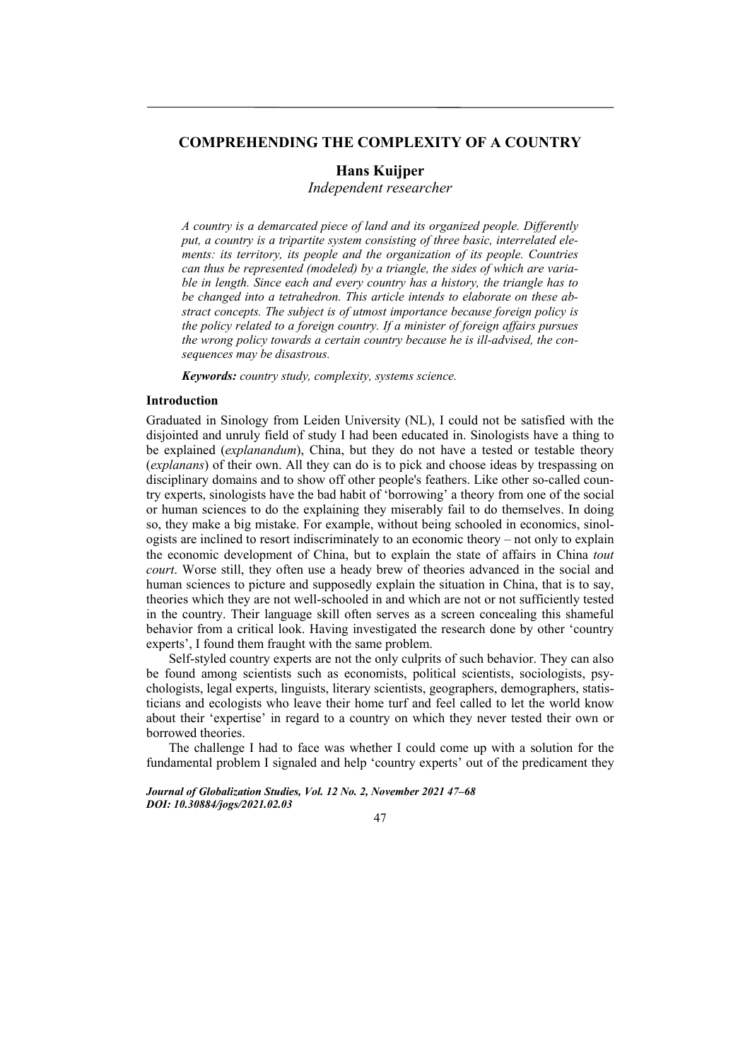# COMPREHENDING THE COMPLEXITY OF A COUNTRY

**Hans Kuijper**

*Independent researcher*

*A country is a demarcated piece of land and its organized people. Differently put, a country is a tripartite system consisting of three basic, interrelated elements: its territory, its people and the organization of its people. Countries can thus be represented (modeled) by a triangle, the sides of which are variable in length. Since each and every country has a history, the triangle has to be changed into a tetrahedron. This article intends to elaborate on these abstract concepts. The subject is of utmost importance because foreign policy is the policy related to a foreign country. If a minister of foreign affairs pursues the wrong policy towards a certain country because he is ill-advised, the consequences may be disastrous.*

***Keywords:*** *country study, complexity, systems science.*

## Introduction

Graduated in Sinology from Leiden University (NL), I could not be satisfied with the disjointed and unruly field of study I had been educated in. Sinologists have a thing to be explained (*explanandum*), China, but they do not have a tested or testable theory (*explanans*) of their own. All they can do is to pick and choose ideas by trespassing on disciplinary domains and to show off other people's feathers. Like other so-called country experts, sinologists have the bad habit of 'borrowing' a theory from one of the social or human sciences to do the explaining they miserably fail to do themselves. In doing so, they make a big mistake. For example, without being schooled in economics, sinologists are inclined to resort indiscriminately to an economic theory – not only to explain the economic development of China, but to explain the state of affairs in China *tout court*. Worse still, they often use a heady brew of theories advanced in the social and human sciences to picture and supposedly explain the situation in China, that is to say, theories which they are not well-schooled in and which are not or not sufficiently tested in the country. Their language skill often serves as a screen concealing this shameful behavior from a critical look. Having investigated the research done by other 'country experts', I found them fraught with the same problem.

Self-styled country experts are not the only culprits of such behavior. They can also be found among scientists such as economists, political scientists, sociologists, psychologists, legal experts, linguists, literary scientists, geographers, demographers, statisticians and ecologists who leave their home turf and feel called to let the world know about their 'expertise' in regard to a country on which they never tested their own or borrowed theories.

The challenge I had to face was whether I could come up with a solution for the fundamental problem I signaled and help 'country experts' out of the predicament they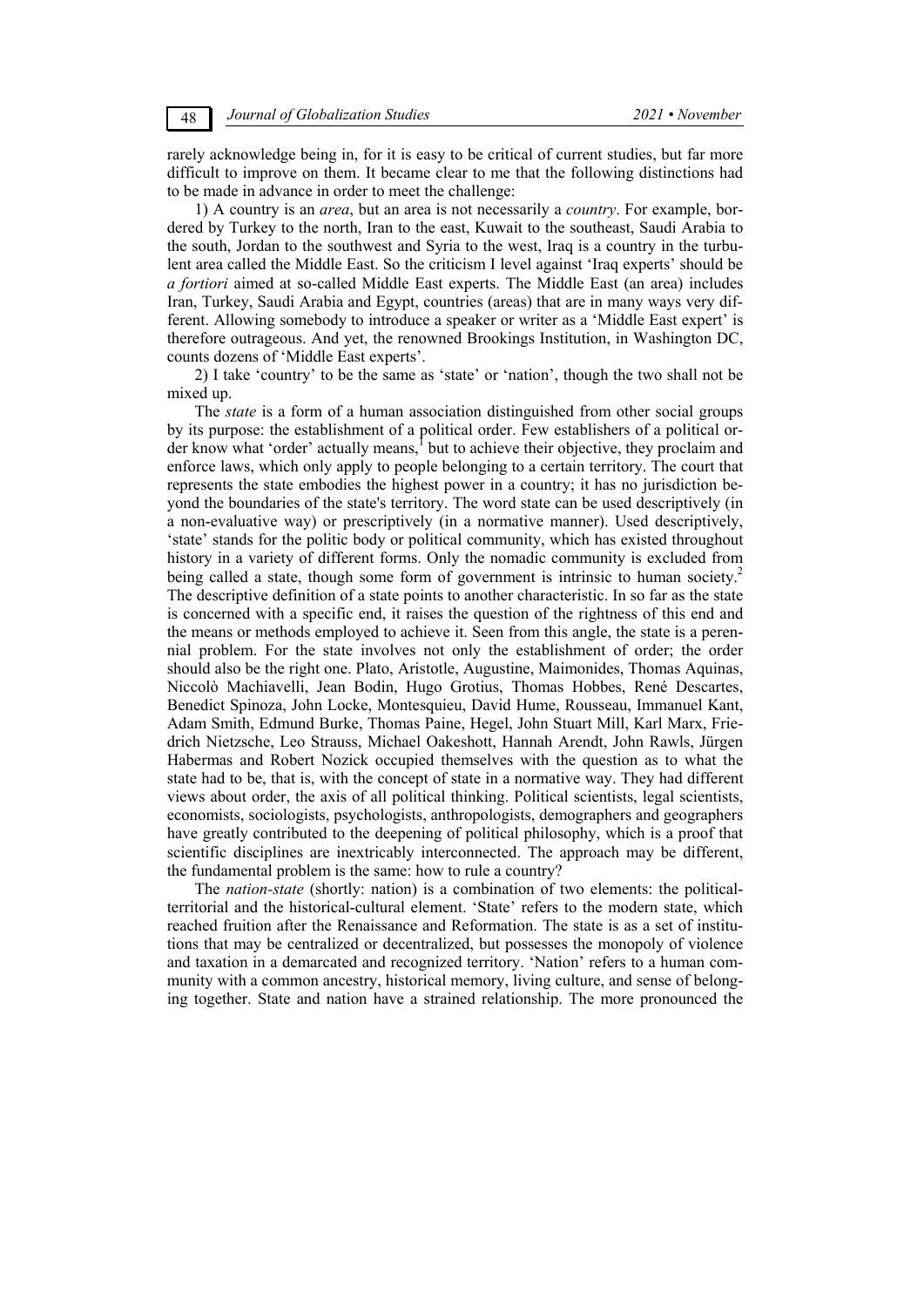rarely acknowledge being in, for it is easy to be critical of current studies, but far more difficult to improve on them. It became clear to me that the following distinctions had to be made in advance in order to meet the challenge:

1) A country is an *area*, but an area is not necessarily a *country*. For example, bordered by Turkey to the north, Iran to the east, Kuwait to the southeast, Saudi Arabia to the south, Jordan to the southwest and Syria to the west, Iraq is a country in the turbulent area called the Middle East. So the criticism I level against 'Iraq experts' should be *a fortiori* aimed at so-called Middle East experts. The Middle East (an area) includes Iran, Turkey, Saudi Arabia and Egypt, countries (areas) that are in many ways very different. Allowing somebody to introduce a speaker or writer as a 'Middle East expert' is therefore outrageous. And yet, the renowned Brookings Institution, in Washington DC, counts dozens of 'Middle East experts'.

2) I take 'country' to be the same as 'state' or 'nation', though the two shall not be mixed up.

The *state* is a form of a human association distinguished from other social groups by its purpose: the establishment of a political order. Few establishers of a political order know what 'order' actually means,[1] but to achieve their objective, they proclaim and enforce laws, which only apply to people belonging to a certain territory. The court that represents the state embodies the highest power in a country; it has no jurisdiction beyond the boundaries of the state's territory. The word state can be used descriptively (in a non-evaluative way) or prescriptively (in a normative manner). Used descriptively, 'state' stands for the politic body or political community, which has existed throughout history in a variety of different forms. Only the nomadic community is excluded from being called a state, though some form of government is intrinsic to human society.[2] The descriptive definition of a state points to another characteristic. In so far as the state is concerned with a specific end, it raises the question of the rightness of this end and the means or methods employed to achieve it. Seen from this angle, the state is a perennial problem. For the state involves not only the establishment of order; the order should also be the right one. Plato, Aristotle, Augustine, Maimonides, Thomas Aquinas, Niccolò Machiavelli, Jean Bodin, Hugo Grotius, Thomas Hobbes, René Descartes, Benedict Spinoza, John Locke, Montesquieu, David Hume, Rousseau, Immanuel Kant, Adam Smith, Edmund Burke, Thomas Paine, Hegel, John Stuart Mill, Karl Marx, Friedrich Nietzsche, Leo Strauss, Michael Oakeshott, Hannah Arendt, John Rawls, Jürgen Habermas and Robert Nozick occupied themselves with the question as to what the state had to be, that is, with the concept of state in a normative way. They had different views about order, the axis of all political thinking. Political scientists, legal scientists, economists, sociologists, psychologists, anthropologists, demographers and geographers have greatly contributed to the deepening of political philosophy, which is a proof that scientific disciplines are inextricably interconnected. The approach may be different, the fundamental problem is the same: how to rule a country?

The *nation-state* (shortly: nation) is a combination of two elements: the political-territorial and the historical-cultural element. 'State' refers to the modern state, which reached fruition after the Renaissance and Reformation. The state is as a set of institutions that may be centralized or decentralized, but possesses the monopoly of violence and taxation in a demarcated and recognized territory. 'Nation' refers to a human community with a common ancestry, historical memory, living culture, and sense of belonging together. State and nation have a strained relationship. The more pronounced the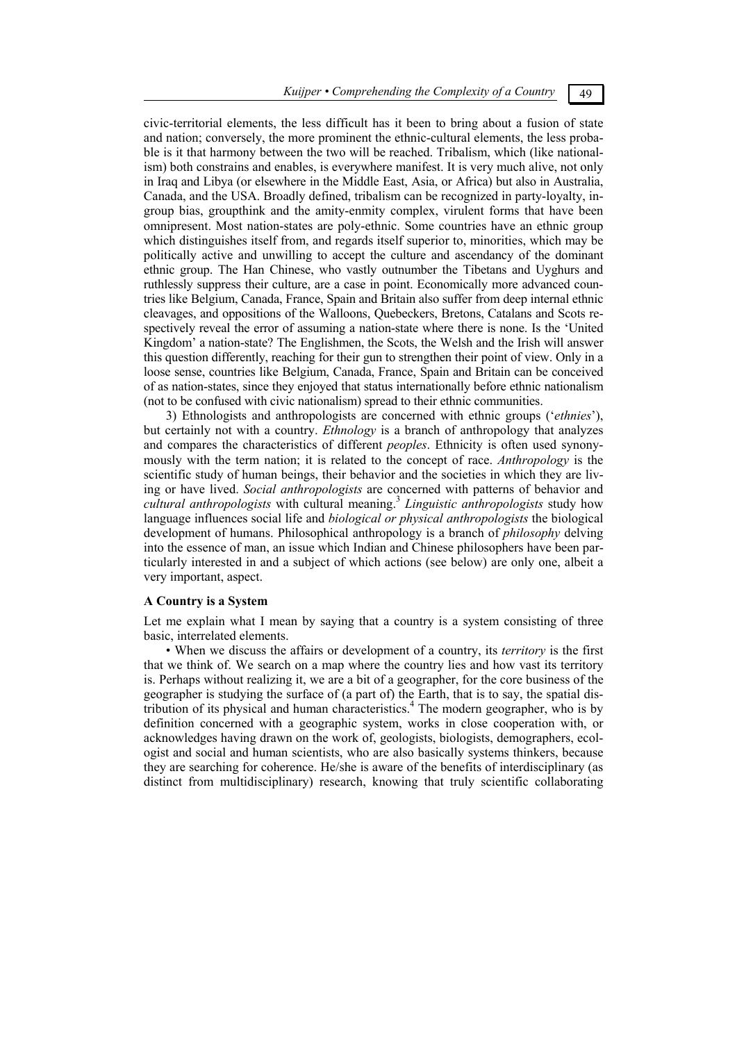civic-territorial elements, the less difficult has it been to bring about a fusion of state and nation; conversely, the more prominent the ethnic-cultural elements, the less probable is it that harmony between the two will be reached. Tribalism, which (like nationalism) both constrains and enables, is everywhere manifest. It is very much alive, not only in Iraq and Libya (or elsewhere in the Middle East, Asia, or Africa) but also in Australia, Canada, and the USA. Broadly defined, tribalism can be recognized in party-loyalty, in-group bias, groupthink and the amity-enmity complex, virulent forms that have been omnipresent. Most nation-states are poly-ethnic. Some countries have an ethnic group which distinguishes itself from, and regards itself superior to, minorities, which may be politically active and unwilling to accept the culture and ascendancy of the dominant ethnic group. The Han Chinese, who vastly outnumber the Tibetans and Uyghurs and ruthlessly suppress their culture, are a case in point. Economically more advanced countries like Belgium, Canada, France, Spain and Britain also suffer from deep internal ethnic cleavages, and oppositions of the Walloons, Quebeckers, Bretons, Catalans and Scots respectively reveal the error of assuming a nation-state where there is none. Is the 'United Kingdom' a nation-state? The Englishmen, the Scots, the Welsh and the Irish will answer this question differently, reaching for their gun to strengthen their point of view. Only in a loose sense, countries like Belgium, Canada, France, Spain and Britain can be conceived of as nation-states, since they enjoyed that status internationally before ethnic nationalism (not to be confused with civic nationalism) spread to their ethnic communities.

3) Ethnologists and anthropologists are concerned with ethnic groups ('*ethnies*'), but certainly not with a country. *Ethnology* is a branch of anthropology that analyzes and compares the characteristics of different *peoples*. Ethnicity is often used synonymously with the term nation; it is related to the concept of race. *Anthropology* is the scientific study of human beings, their behavior and the societies in which they are living or have lived. *Social anthropologists* are concerned with patterns of behavior and *cultural anthropologists* with cultural meaning.[3] *Linguistic anthropologists* study how language influences social life and *biological or physical anthropologists* the biological development of humans. Philosophical anthropology is a branch of *philosophy* delving into the essence of man, an issue which Indian and Chinese philosophers have been particularly interested in and a subject of which actions (see below) are only one, albeit a very important, aspect.

**A Country is a System**

Let me explain what I mean by saying that a country is a system consisting of three basic, interrelated elements.

• When we discuss the affairs or development of a country, its *territory* is the first that we think of. We search on a map where the country lies and how vast its territory is. Perhaps without realizing it, we are a bit of a geographer, for the core business of the geographer is studying the surface of (a part of) the Earth, that is to say, the spatial distribution of its physical and human characteristics.[4] The modern geographer, who is by definition concerned with a geographic system, works in close cooperation with, or acknowledges having drawn on the work of, geologists, biologists, demographers, ecologist and social and human scientists, who are also basically systems thinkers, because they are searching for coherence. He/she is aware of the benefits of interdisciplinary (as distinct from multidisciplinary) research, knowing that truly scientific collaborating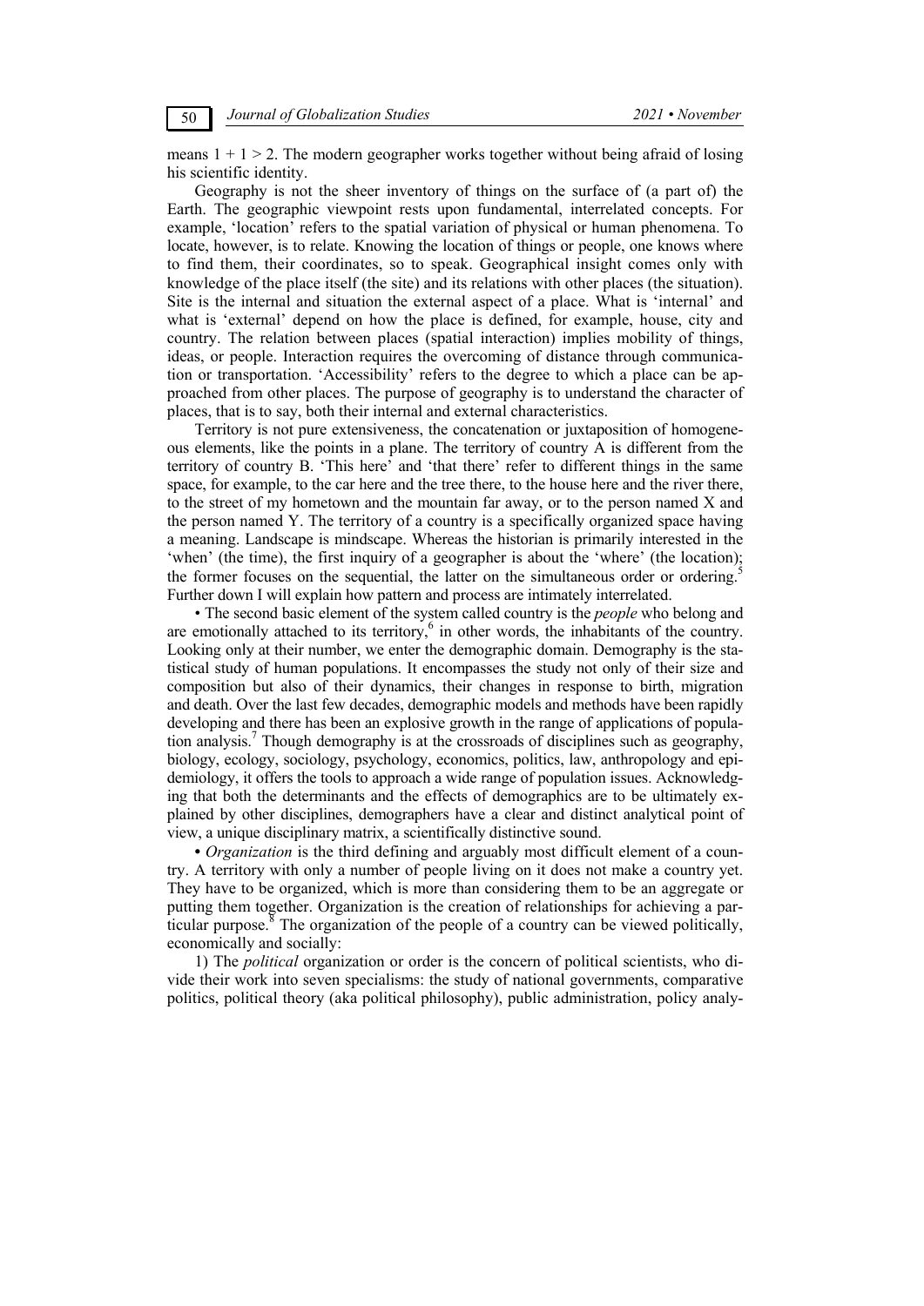means $1 + 1 > 2$. The modern geographer works together without being afraid of losing his scientific identity.

Geography is not the sheer inventory of things on the surface of (a part of) the Earth. The geographic viewpoint rests upon fundamental, interrelated concepts. For example, 'location' refers to the spatial variation of physical or human phenomena. To locate, however, is to relate. Knowing the location of things or people, one knows where to find them, their coordinates, so to speak. Geographical insight comes only with knowledge of the place itself (the site) and its relations with other places (the situation). Site is the internal and situation the external aspect of a place. What is 'internal' and what is 'external' depend on how the place is defined, for example, house, city and country. The relation between places (spatial interaction) implies mobility of things, ideas, or people. Interaction requires the overcoming of distance through communication or transportation. 'Accessibility' refers to the degree to which a place can be approached from other places. The purpose of geography is to understand the character of places, that is to say, both their internal and external characteristics.

Territory is not pure extensiveness, the concatenation or juxtaposition of homogeneous elements, like the points in a plane. The territory of country A is different from the territory of country B. 'This here' and 'that there' refer to different things in the same space, for example, to the car here and the tree there, to the house here and the river there, to the street of my hometown and the mountain far away, or to the person named X and the person named Y. The territory of a country is a specifically organized space having a meaning. Landscape is mindscape. Whereas the historian is primarily interested in the 'when' (the time), the first inquiry of a geographer is about the 'where' (the location); the former focuses on the sequential, the latter on the simultaneous order or ordering.[5] Further down I will explain how pattern and process are intimately interrelated.

• The second basic element of the system called country is the *people* who belong and are emotionally attached to its territory,[6] in other words, the inhabitants of the country. Looking only at their number, we enter the demographic domain. Demography is the statistical study of human populations. It encompasses the study not only of their size and composition but also of their dynamics, their changes in response to birth, migration and death. Over the last few decades, demographic models and methods have been rapidly developing and there has been an explosive growth in the range of applications of population analysis.[7] Though demography is at the crossroads of disciplines such as geography, biology, ecology, sociology, psychology, economics, politics, law, anthropology and epidemiology, it offers the tools to approach a wide range of population issues. Acknowledging that both the determinants and the effects of demographics are to be ultimately explained by other disciplines, demographers have a clear and distinct analytical point of view, a unique disciplinary matrix, a scientifically distinctive sound.

• *Organization* is the third defining and arguably most difficult element of a country. A territory with only a number of people living on it does not make a country yet. They have to be organized, which is more than considering them to be an aggregate or putting them together. Organization is the creation of relationships for achieving a particular purpose.[8] The organization of the people of a country can be viewed politically, economically and socially:

1) The *political* organization or order is the concern of political scientists, who divide their work into seven specialisms: the study of national governments, comparative politics, political theory (aka political philosophy), public administration, policy analy-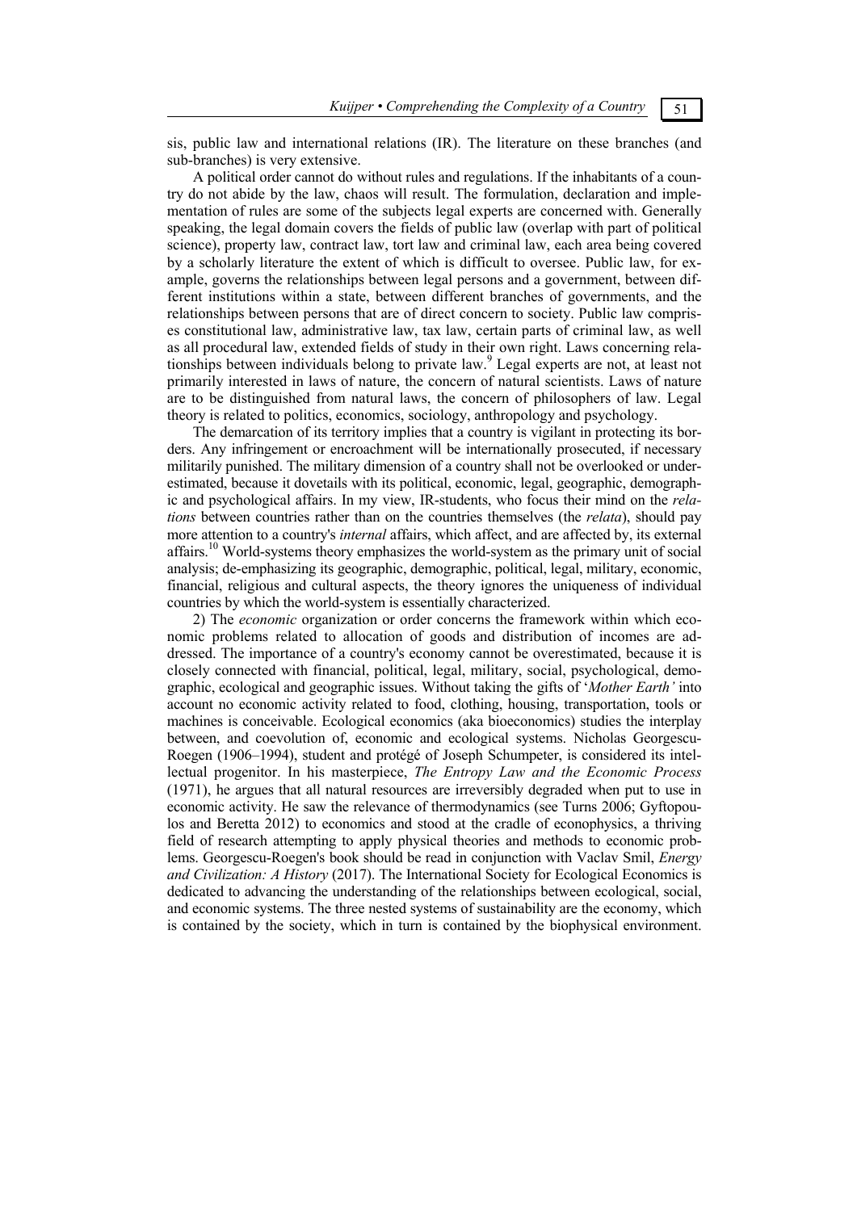sis, public law and international relations (IR). The literature on these branches (and sub-branches) is very extensive.

A political order cannot do without rules and regulations. If the inhabitants of a country do not abide by the law, chaos will result. The formulation, declaration and implementation of rules are some of the subjects legal experts are concerned with. Generally speaking, the legal domain covers the fields of public law (overlap with part of political science), property law, contract law, tort law and criminal law, each area being covered by a scholarly literature the extent of which is difficult to oversee. Public law, for example, governs the relationships between legal persons and a government, between different institutions within a state, between different branches of governments, and the relationships between persons that are of direct concern to society. Public law comprises constitutional law, administrative law, tax law, certain parts of criminal law, as well as all procedural law, extended fields of study in their own right. Laws concerning relationships between individuals belong to private law.[9] Legal experts are not, at least not primarily interested in laws of nature, the concern of natural scientists. Laws of nature are to be distinguished from natural laws, the concern of philosophers of law. Legal theory is related to politics, economics, sociology, anthropology and psychology.

The demarcation of its territory implies that a country is vigilant in protecting its borders. Any infringement or encroachment will be internationally prosecuted, if necessary militarily punished. The military dimension of a country shall not be overlooked or underestimated, because it dovetails with its political, economic, legal, geographic, demographic and psychological affairs. In my view, IR-students, who focus their mind on the *relations* between countries rather than on the countries themselves (the *relata*), should pay more attention to a country's *internal* affairs, which affect, and are affected by, its external affairs.[10] World-systems theory emphasizes the world-system as the primary unit of social analysis; de-emphasizing its geographic, demographic, political, legal, military, economic, financial, religious and cultural aspects, the theory ignores the uniqueness of individual countries by which the world-system is essentially characterized.

2) The *economic* organization or order concerns the framework within which economic problems related to allocation of goods and distribution of incomes are addressed. The importance of a country's economy cannot be overestimated, because it is closely connected with financial, political, legal, military, social, psychological, demographic, ecological and geographic issues. Without taking the gifts of '*Mother Earth'* into account no economic activity related to food, clothing, housing, transportation, tools or machines is conceivable. Ecological economics (aka bioeconomics) studies the interplay between, and coevolution of, economic and ecological systems. Nicholas Georgescu-Roegen (1906–1994), student and protégé of Joseph Schumpeter, is considered its intellectual progenitor. In his masterpiece, *The Entropy Law and the Economic Process* (1971), he argues that all natural resources are irreversibly degraded when put to use in economic activity. He saw the relevance of thermodynamics (see Turns 2006; Gyftopoulos and Beretta 2012) to economics and stood at the cradle of econophysics, a thriving field of research attempting to apply physical theories and methods to economic problems. Georgescu-Roegen's book should be read in conjunction with Vaclav Smil, *Energy and Civilization: A History* (2017). The International Society for Ecological Economics is dedicated to advancing the understanding of the relationships between ecological, social, and economic systems. The three nested systems of sustainability are the economy, which is contained by the society, which in turn is contained by the biophysical environment.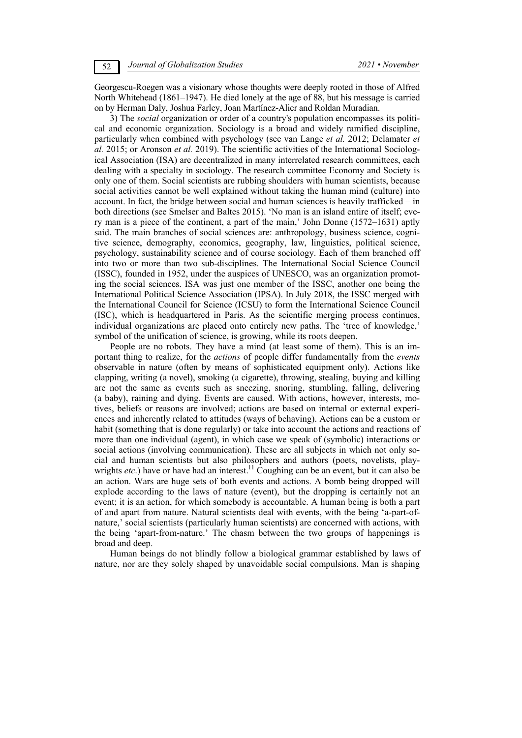Georgescu-Roegen was a visionary whose thoughts were deeply rooted in those of Alfred North Whitehead (1861–1947). He died lonely at the age of 88, but his message is carried on by Herman Daly, Joshua Farley, Joan Martínez-Alier and Roldan Muradian.

3) The *social* organization or order of a country's population encompasses its political and economic organization. Sociology is a broad and widely ramified discipline, particularly when combined with psychology (see van Lange *et al.* 2012; Delamater *et al.* 2015; or Aronson *et al.* 2019). The scientific activities of the International Sociological Association (ISA) are decentralized in many interrelated research committees, each dealing with a specialty in sociology. The research committee Economy and Society is only one of them. Social scientists are rubbing shoulders with human scientists, because social activities cannot be well explained without taking the human mind (culture) into account. In fact, the bridge between social and human sciences is heavily trafficked – in both directions (see Smelser and Baltes 2015). 'No man is an island entire of itself; every man is a piece of the continent, a part of the main,' John Donne (1572–1631) aptly said. The main branches of social sciences are: anthropology, business science, cognitive science, demography, economics, geography, law, linguistics, political science, psychology, sustainability science and of course sociology. Each of them branched off into two or more than two sub-disciplines. The International Social Science Council (ISSC), founded in 1952, under the auspices of UNESCO, was an organization promoting the social sciences. ISA was just one member of the ISSC, another one being the International Political Science Association (IPSA). In July 2018, the ISSC merged with the International Council for Science (ICSU) to form the International Science Council (ISC), which is headquartered in Paris. As the scientific merging process continues, individual organizations are placed onto entirely new paths. The 'tree of knowledge,' symbol of the unification of science, is growing, while its roots deepen.

People are no robots. They have a mind (at least some of them). This is an important thing to realize, for the *actions* of people differ fundamentally from the *events* observable in nature (often by means of sophisticated equipment only). Actions like clapping, writing (a novel), smoking (a cigarette), throwing, stealing, buying and killing are not the same as events such as sneezing, snoring, stumbling, falling, delivering (a baby), raining and dying. Events are caused. With actions, however, interests, motives, beliefs or reasons are involved; actions are based on internal or external experiences and inherently related to attitudes (ways of behaving). Actions can be a custom or habit (something that is done regularly) or take into account the actions and reactions of more than one individual (agent), in which case we speak of (symbolic) interactions or social actions (involving communication). These are all subjects in which not only social and human scientists but also philosophers and authors (poets, novelists, playwrights *etc*.) have or have had an interest.[11] Coughing can be an event, but it can also be an action. Wars are huge sets of both events and actions. A bomb being dropped will explode according to the laws of nature (event), but the dropping is certainly not an event; it is an action, for which somebody is accountable. A human being is both a part of and apart from nature. Natural scientists deal with events, with the being 'a-part-of-nature,' social scientists (particularly human scientists) are concerned with actions, with the being 'apart-from-nature.' The chasm between the two groups of happenings is broad and deep.

Human beings do not blindly follow a biological grammar established by laws of nature, nor are they solely shaped by unavoidable social compulsions. Man is shaping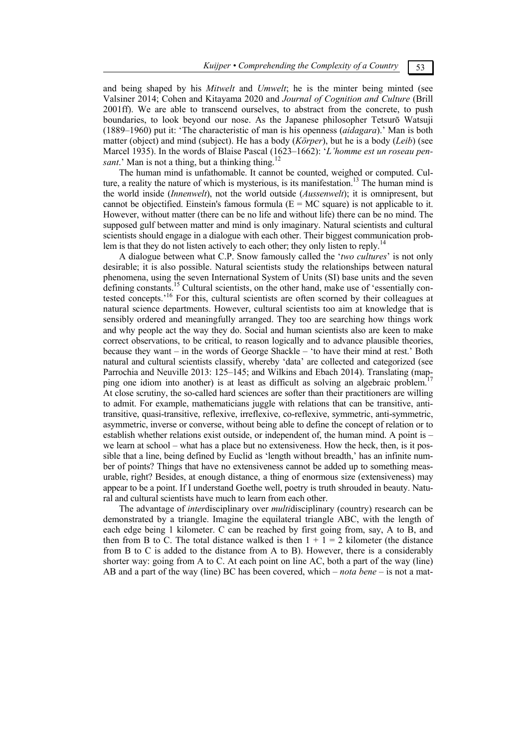and being shaped by his *Mitwelt* and *Umwelt*; he is the minter being minted (see Valsiner 2014; Cohen and Kitayama 2020 and *Journal of Cognition and Culture* (Brill 2001ff). We are able to transcend ourselves, to abstract from the concrete, to push boundaries, to look beyond our nose. As the Japanese philosopher Tetsurō Watsuji (1889–1960) put it: 'The characteristic of man is his openness (*aidagara*).' Man is both matter (object) and mind (subject). He has a body (*Körper*), but he is a body (*Leib*) (see Marcel 1935). In the words of Blaise Pascal (1623–1662): '*L'homme est un roseau pensant*.' Man is not a thing, but a thinking thing.[12]

The human mind is unfathomable. It cannot be counted, weighed or computed. Culture, a reality the nature of which is mysterious, is its manifestation.[13] The human mind is the world inside (*Innenwelt*), not the world outside (*Aussenwelt*); it is omnipresent, but cannot be objectified. Einstein's famous formula (E = MC square) is not applicable to it. However, without matter (there can be no life and without life) there can be no mind. The supposed gulf between matter and mind is only imaginary. Natural scientists and cultural scientists should engage in a dialogue with each other. Their biggest communication problem is that they do not listen actively to each other; they only listen to reply.[14]

A dialogue between what C.P. Snow famously called the '*two cultures*' is not only desirable; it is also possible. Natural scientists study the relationships between natural phenomena, using the seven International System of Units (SI) base units and the seven defining constants.[15] Cultural scientists, on the other hand, make use of 'essentially contested concepts.'[16] For this, cultural scientists are often scorned by their colleagues at natural science departments. However, cultural scientists too aim at knowledge that is sensibly ordered and meaningfully arranged. They too are searching how things work and why people act the way they do. Social and human scientists also are keen to make correct observations, to be critical, to reason logically and to advance plausible theories, because they want – in the words of George Shackle – 'to have their mind at rest.' Both natural and cultural scientists classify, whereby 'data' are collected and categorized (see Parrochia and Neuville 2013: 125–145; and Wilkins and Ebach 2014). Translating (mapping one idiom into another) is at least as difficult as solving an algebraic problem.[17] At close scrutiny, the so-called hard sciences are softer than their practitioners are willing to admit. For example, mathematicians juggle with relations that can be transitive, anti-transitive, quasi-transitive, reflexive, irreflexive, co-reflexive, symmetric, anti-symmetric, asymmetric, inverse or converse, without being able to define the concept of relation or to establish whether relations exist outside, or independent of, the human mind. A point is – we learn at school – what has a place but no extensiveness. How the heck, then, is it possible that a line, being defined by Euclid as 'length without breadth,' has an infinite number of points? Things that have no extensiveness cannot be added up to something measurable, right? Besides, at enough distance, a thing of enormous size (extensiveness) may appear to be a point. If I understand Goethe well, poetry is truth shrouded in beauty. Natural and cultural scientists have much to learn from each other.

The advantage of *inter*disciplinary over *multi*disciplinary (country) research can be demonstrated by a triangle. Imagine the equilateral triangle ABC, with the length of each edge being 1 kilometer. C can be reached by first going from, say, A to B, and then from B to C. The total distance walked is then $1 + 1 = 2$ kilometer (the distance from B to C is added to the distance from A to B). However, there is a considerably shorter way: going from A to C. At each point on line AC, both a part of the way (line) AB and a part of the way (line) BC has been covered, which – *nota bene* – is not a mat-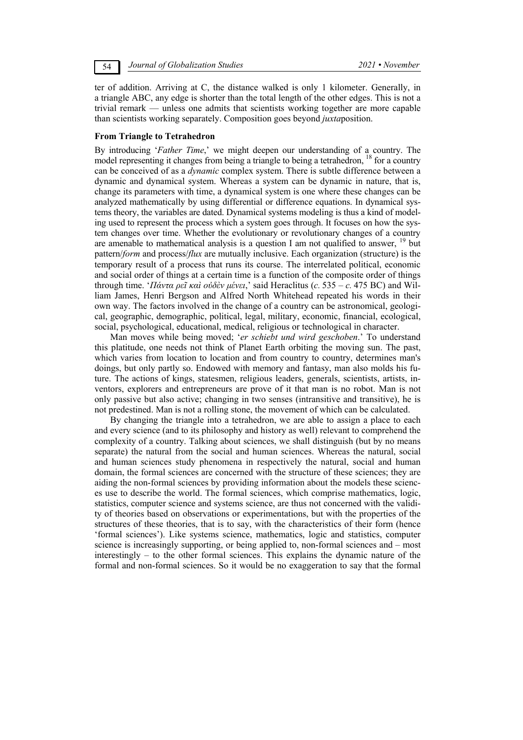ter of addition. Arriving at C, the distance walked is only 1 kilometer. Generally, in a triangle ABC, any edge is shorter than the total length of the other edges. This is not a trivial remark — unless one admits that scientists working together are more capable than scientists working separately. Composition goes beyond *juxta*position.

**From Triangle to Tetrahedron**

By introducing '*Father Time*,' we might deepen our understanding of a country. The model representing it changes from being a triangle to being a tetrahedron, [18] for a country can be conceived of as a *dynamic* complex system. There is subtle difference between a dynamic and dynamical system. Whereas a system can be dynamic in nature, that is, change its parameters with time, a dynamical system is one where these changes can be analyzed mathematically by using differential or difference equations. In dynamical systems theory, the variables are dated. Dynamical systems modeling is thus a kind of modeling used to represent the process which a system goes through. It focuses on how the system changes over time. Whether the evolutionary or revolutionary changes of a country are amenable to mathematical analysis is a question I am not qualified to answer, [19] but pattern/*form* and process/*flux* are mutually inclusive. Each organization (structure) is the temporary result of a process that runs its course. The interrelated political, economic and social order of things at a certain time is a function of the composite order of things through time. '*Πάντα ρεῖ καὶ οὐδὲν μένει*,' said Heraclitus (*c.* 535 – *c.* 475 BC) and William James, Henri Bergson and Alfred North Whitehead repeated his words in their own way. The factors involved in the change of a country can be astronomical, geological, geographic, demographic, political, legal, military, economic, financial, ecological, social, psychological, educational, medical, religious or technological in character.

Man moves while being moved; '*er schiebt und wird geschoben*.' To understand this platitude, one needs not think of Planet Earth orbiting the moving sun. The past, which varies from location to location and from country to country, determines man's doings, but only partly so. Endowed with memory and fantasy, man also molds his future. The actions of kings, statesmen, religious leaders, generals, scientists, artists, inventors, explorers and entrepreneurs are prove of it that man is no robot. Man is not only passive but also active; changing in two senses (intransitive and transitive), he is not predestined. Man is not a rolling stone, the movement of which can be calculated.

By changing the triangle into a tetrahedron, we are able to assign a place to each and every science (and to its philosophy and history as well) relevant to comprehend the complexity of a country. Talking about sciences, we shall distinguish (but by no means separate) the natural from the social and human sciences. Whereas the natural, social and human sciences study phenomena in respectively the natural, social and human domain, the formal sciences are concerned with the structure of these sciences; they are aiding the non-formal sciences by providing information about the models these sciences use to describe the world. The formal sciences, which comprise mathematics, logic, statistics, computer science and systems science, are thus not concerned with the validity of theories based on observations or experimentations, but with the properties of the structures of these theories, that is to say, with the characteristics of their form (hence 'formal sciences'). Like systems science, mathematics, logic and statistics, computer science is increasingly supporting, or being applied to, non-formal sciences and – most interestingly – to the other formal sciences. This explains the dynamic nature of the formal and non-formal sciences. So it would be no exaggeration to say that the formal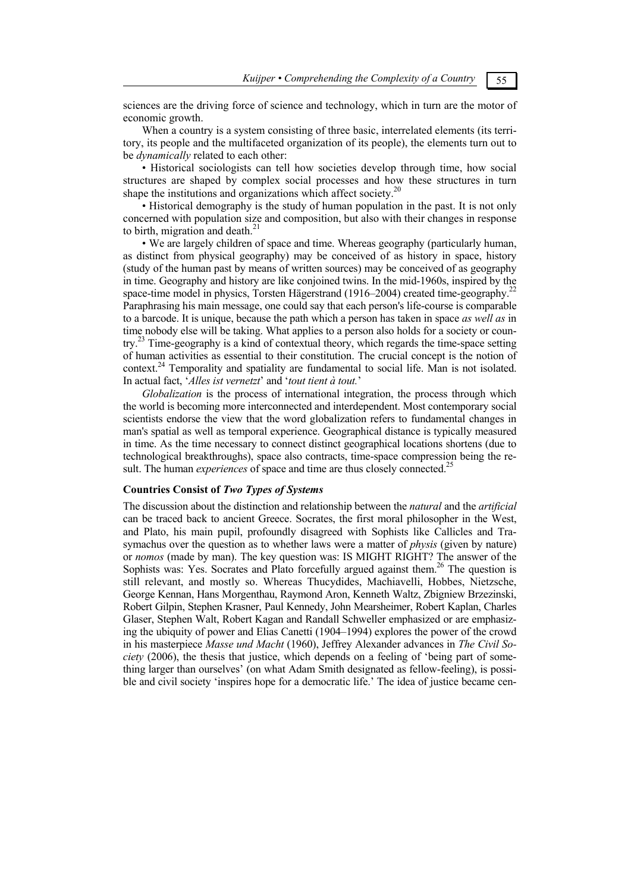sciences are the driving force of science and technology, which in turn are the motor of economic growth.

When a country is a system consisting of three basic, interrelated elements (its territory, its people and the multifaceted organization of its people), the elements turn out to be *dynamically* related to each other:

• Historical sociologists can tell how societies develop through time, how social structures are shaped by complex social processes and how these structures in turn shape the institutions and organizations which affect society.[20]

• Historical demography is the study of human population in the past. It is not only concerned with population size and composition, but also with their changes in response to birth, migration and death.[21]

• We are largely children of space and time. Whereas geography (particularly human, as distinct from physical geography) may be conceived of as history in space, history (study of the human past by means of written sources) may be conceived of as geography in time. Geography and history are like conjoined twins. In the mid-1960s, inspired by the space-time model in physics, Torsten Hägerstrand (1916–2004) created time-geography.[22] Paraphrasing his main message, one could say that each person's life-course is comparable to a barcode. It is unique, because the path which a person has taken in space *as well as* in time nobody else will be taking. What applies to a person also holds for a society or country.[23] Time-geography is a kind of contextual theory, which regards the time-space setting of human activities as essential to their constitution. The crucial concept is the notion of context.[24] Temporality and spatiality are fundamental to social life. Man is not isolated. In actual fact, '*Alles ist vernetzt*' and '*tout tient à tout.*'

*Globalization* is the process of international integration, the process through which the world is becoming more interconnected and interdependent. Most contemporary social scientists endorse the view that the word globalization refers to fundamental changes in man's spatial as well as temporal experience. Geographical distance is typically measured in time. As the time necessary to connect distinct geographical locations shortens (due to technological breakthroughs), space also contracts, time-space compression being the result. The human *experiences* of space and time are thus closely connected.[25]

### Countries Consist of *Two Types of Systems*

The discussion about the distinction and relationship between the *natural* and the *artificial* can be traced back to ancient Greece. Socrates, the first moral philosopher in the West, and Plato, his main pupil, profoundly disagreed with Sophists like Callicles and Trasymachus over the question as to whether laws were a matter of *physis* (given by nature) or *nomos* (made by man). The key question was: IS MIGHT RIGHT? The answer of the Sophists was: Yes. Socrates and Plato forcefully argued against them.[26] The question is still relevant, and mostly so. Whereas Thucydides, Machiavelli, Hobbes, Nietzsche, George Kennan, Hans Morgenthau, Raymond Aron, Kenneth Waltz, Zbigniew Brzezinski, Robert Gilpin, Stephen Krasner, Paul Kennedy, John Mearsheimer, Robert Kaplan, Charles Glaser, Stephen Walt, Robert Kagan and Randall Schweller emphasized or are emphasizing the ubiquity of power and Elias Canetti (1904–1994) explores the power of the crowd in his masterpiece *Masse und Macht* (1960), Jeffrey Alexander advances in *The Civil Society* (2006), the thesis that justice, which depends on a feeling of 'being part of something larger than ourselves' (on what Adam Smith designated as fellow-feeling), is possible and civil society 'inspires hope for a democratic life.' The idea of justice became cen-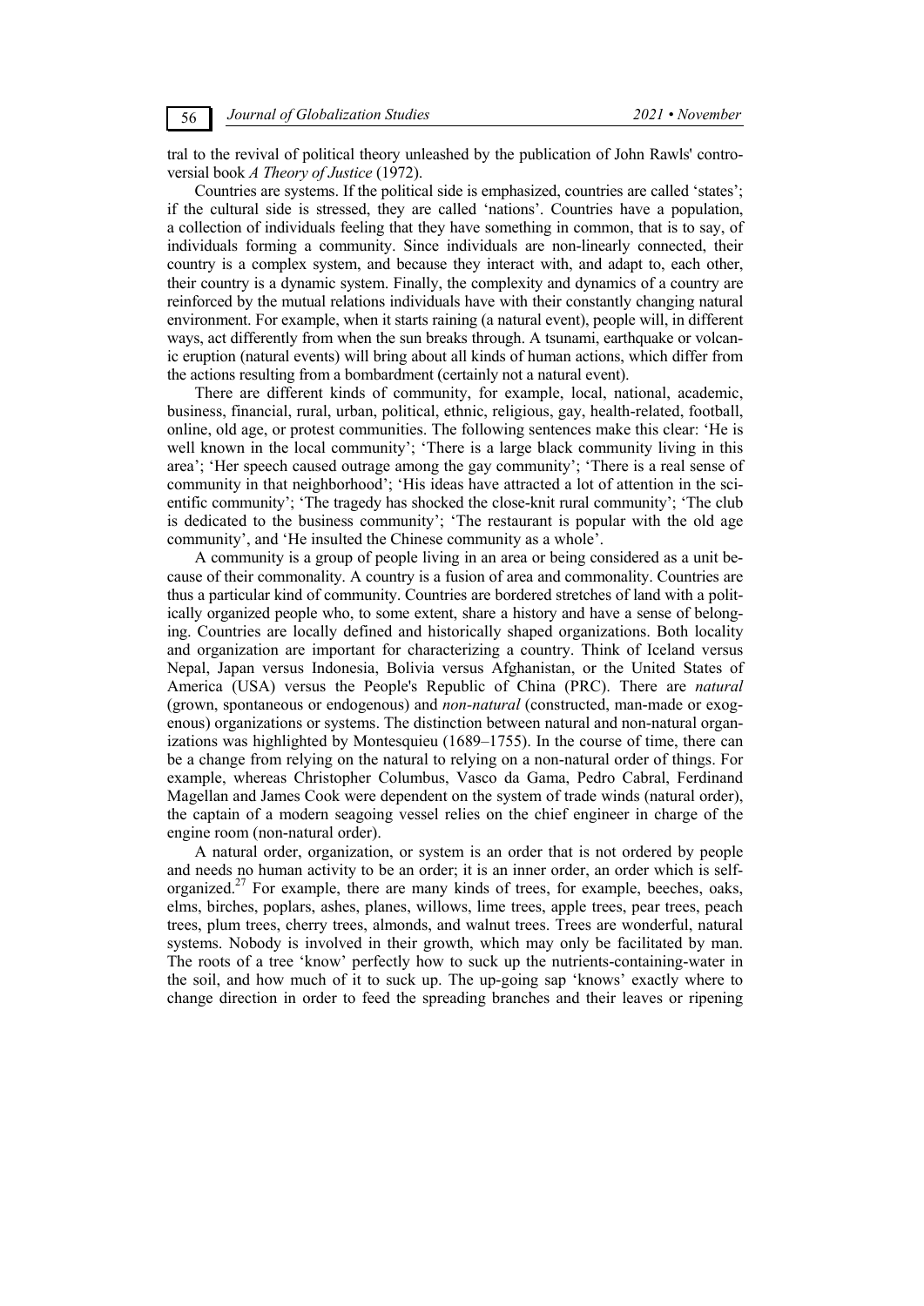tral to the revival of political theory unleashed by the publication of John Rawls' controversial book *A Theory of Justice* (1972).

Countries are systems. If the political side is emphasized, countries are called 'states'; if the cultural side is stressed, they are called 'nations'. Countries have a population, a collection of individuals feeling that they have something in common, that is to say, of individuals forming a community. Since individuals are non-linearly connected, their country is a complex system, and because they interact with, and adapt to, each other, their country is a dynamic system. Finally, the complexity and dynamics of a country are reinforced by the mutual relations individuals have with their constantly changing natural environment. For example, when it starts raining (a natural event), people will, in different ways, act differently from when the sun breaks through. A tsunami, earthquake or volcanic eruption (natural events) will bring about all kinds of human actions, which differ from the actions resulting from a bombardment (certainly not a natural event).

There are different kinds of community, for example, local, national, academic, business, financial, rural, urban, political, ethnic, religious, gay, health-related, football, online, old age, or protest communities. The following sentences make this clear: 'He is well known in the local community'; 'There is a large black community living in this area'; 'Her speech caused outrage among the gay community'; 'There is a real sense of community in that neighborhood'; 'His ideas have attracted a lot of attention in the scientific community'; 'The tragedy has shocked the close-knit rural community'; 'The club is dedicated to the business community'; 'The restaurant is popular with the old age community', and 'He insulted the Chinese community as a whole'.

A community is a group of people living in an area or being considered as a unit because of their commonality. A country is a fusion of area and commonality. Countries are thus a particular kind of community. Countries are bordered stretches of land with a politically organized people who, to some extent, share a history and have a sense of belonging. Countries are locally defined and historically shaped organizations. Both locality and organization are important for characterizing a country. Think of Iceland versus Nepal, Japan versus Indonesia, Bolivia versus Afghanistan, or the United States of America (USA) versus the People's Republic of China (PRC). There are *natural* (grown, spontaneous or endogenous) and *non-natural* (constructed, man-made or exogenous) organizations or systems. The distinction between natural and non-natural organizations was highlighted by Montesquieu (1689–1755). In the course of time, there can be a change from relying on the natural to relying on a non-natural order of things. For example, whereas Christopher Columbus, Vasco da Gama, Pedro Cabral, Ferdinand Magellan and James Cook were dependent on the system of trade winds (natural order), the captain of a modern seagoing vessel relies on the chief engineer in charge of the engine room (non-natural order).

A natural order, organization, or system is an order that is not ordered by people and needs no human activity to be an order; it is an inner order, an order which is self-organized.[27] For example, there are many kinds of trees, for example, beeches, oaks, elms, birches, poplars, ashes, planes, willows, lime trees, apple trees, pear trees, peach trees, plum trees, cherry trees, almonds, and walnut trees. Trees are wonderful, natural systems. Nobody is involved in their growth, which may only be facilitated by man. The roots of a tree 'know' perfectly how to suck up the nutrients-containing-water in the soil, and how much of it to suck up. The up-going sap 'knows' exactly where to change direction in order to feed the spreading branches and their leaves or ripening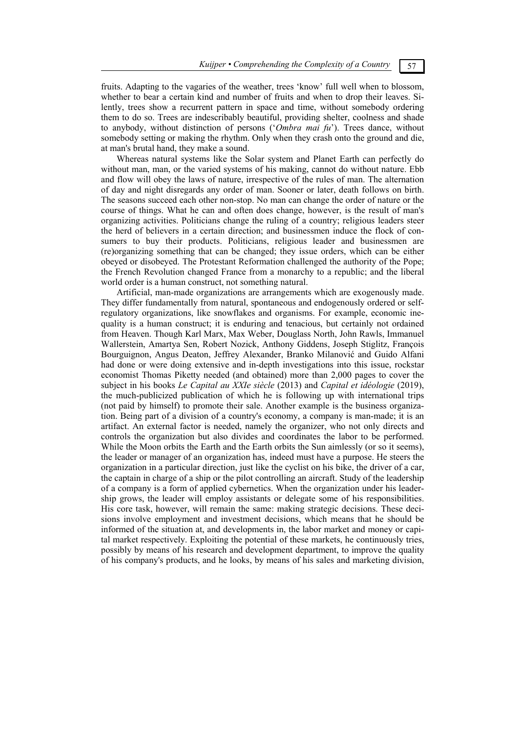fruits. Adapting to the vagaries of the weather, trees 'know' full well when to blossom, whether to bear a certain kind and number of fruits and when to drop their leaves. Silently, trees show a recurrent pattern in space and time, without somebody ordering them to do so. Trees are indescribably beautiful, providing shelter, coolness and shade to anybody, without distinction of persons ('*Ombra mai fu*'). Trees dance, without somebody setting or making the rhythm. Only when they crash onto the ground and die, at man's brutal hand, they make a sound.

Whereas natural systems like the Solar system and Planet Earth can perfectly do without man, man, or the varied systems of his making, cannot do without nature. Ebb and flow will obey the laws of nature, irrespective of the rules of man. The alternation of day and night disregards any order of man. Sooner or later, death follows on birth. The seasons succeed each other non-stop. No man can change the order of nature or the course of things. What he can and often does change, however, is the result of man's organizing activities. Politicians change the ruling of a country; religious leaders steer the herd of believers in a certain direction; and businessmen induce the flock of consumers to buy their products. Politicians, religious leader and businessmen are (re)organizing something that can be changed; they issue orders, which can be either obeyed or disobeyed. The Protestant Reformation challenged the authority of the Pope; the French Revolution changed France from a monarchy to a republic; and the liberal world order is a human construct, not something natural.

Artificial, man-made organizations are arrangements which are exogenously made. They differ fundamentally from natural, spontaneous and endogenously ordered or self-regulatory organizations, like snowflakes and organisms. For example, economic inequality is a human construct; it is enduring and tenacious, but certainly not ordained from Heaven. Though Karl Marx, Max Weber, Douglass North, John Rawls, Immanuel Wallerstein, Amartya Sen, Robert Nozick, Anthony Giddens, Joseph Stiglitz, François Bourguignon, Angus Deaton, Jeffrey Alexander, Branko Milanović and Guido Alfani had done or were doing extensive and in-depth investigations into this issue, rockstar economist Thomas Piketty needed (and obtained) more than 2,000 pages to cover the subject in his books *Le Capital au XXIe siècle* (2013) and *Capital et idéologie* (2019), the much-publicized publication of which he is following up with international trips (not paid by himself) to promote their sale. Another example is the business organization. Being part of a division of a country's economy, a company is man-made; it is an artifact. An external factor is needed, namely the organizer, who not only directs and controls the organization but also divides and coordinates the labor to be performed. While the Moon orbits the Earth and the Earth orbits the Sun aimlessly (or so it seems), the leader or manager of an organization has, indeed must have a purpose. He steers the organization in a particular direction, just like the cyclist on his bike, the driver of a car, the captain in charge of a ship or the pilot controlling an aircraft. Study of the leadership of a company is a form of applied cybernetics. When the organization under his leadership grows, the leader will employ assistants or delegate some of his responsibilities. His core task, however, will remain the same: making strategic decisions. These decisions involve employment and investment decisions, which means that he should be informed of the situation at, and developments in, the labor market and money or capital market respectively. Exploiting the potential of these markets, he continuously tries, possibly by means of his research and development department, to improve the quality of his company's products, and he looks, by means of his sales and marketing division,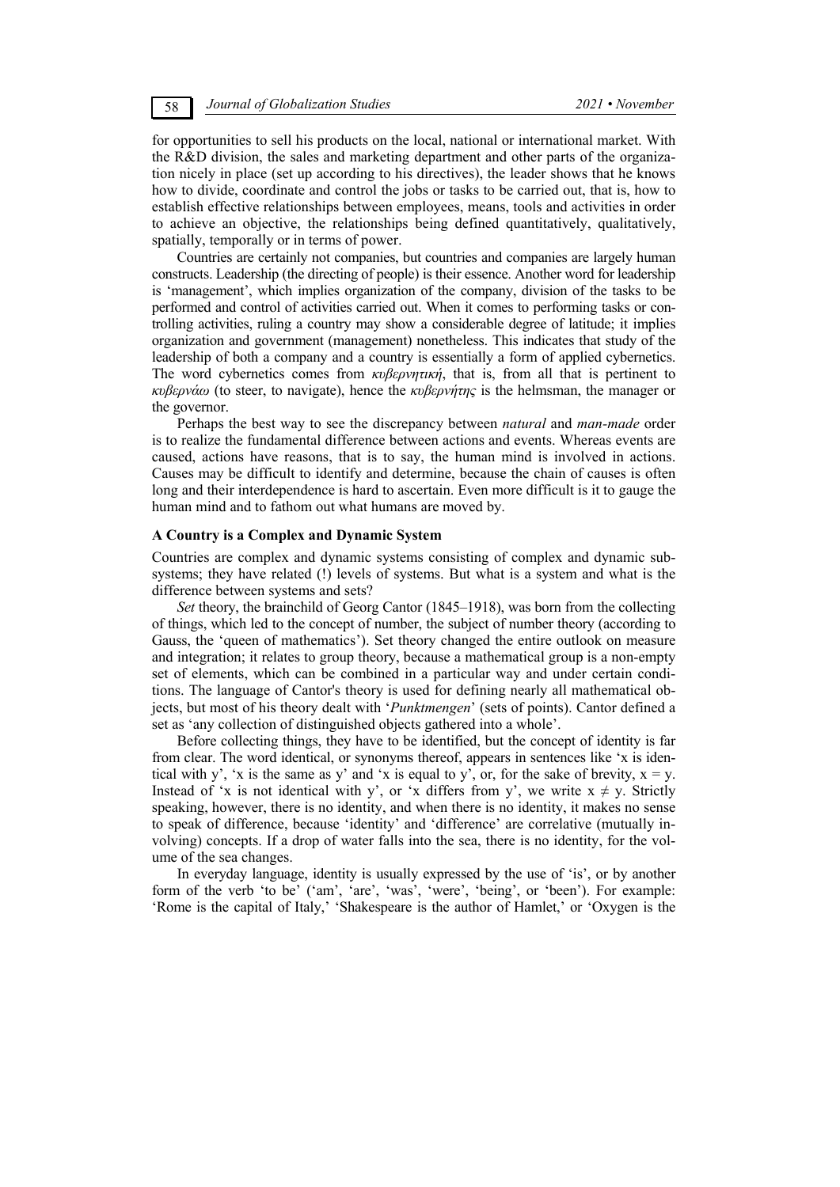for opportunities to sell his products on the local, national or international market. With the R&D division, the sales and marketing department and other parts of the organization nicely in place (set up according to his directives), the leader shows that he knows how to divide, coordinate and control the jobs or tasks to be carried out, that is, how to establish effective relationships between employees, means, tools and activities in order to achieve an objective, the relationships being defined quantitatively, qualitatively, spatially, temporally or in terms of power.

Countries are certainly not companies, but countries and companies are largely human constructs. Leadership (the directing of people) is their essence. Another word for leadership is 'management', which implies organization of the company, division of the tasks to be performed and control of activities carried out. When it comes to performing tasks or controlling activities, ruling a country may show a considerable degree of latitude; it implies organization and government (management) nonetheless. This indicates that study of the leadership of both a company and a country is essentially a form of applied cybernetics. The word cybernetics comes from *κυβερνητική*, that is, from all that is pertinent to *κυβερνάω* (to steer, to navigate), hence the *κυβερνήτης* is the helmsman, the manager or the governor.

Perhaps the best way to see the discrepancy between *natural* and *man-made* order is to realize the fundamental difference between actions and events. Whereas events are caused, actions have reasons, that is to say, the human mind is involved in actions. Causes may be difficult to identify and determine, because the chain of causes is often long and their interdependence is hard to ascertain. Even more difficult is it to gauge the human mind and to fathom out what humans are moved by.

### A Country is a Complex and Dynamic System

Countries are complex and dynamic systems consisting of complex and dynamic subsystems; they have related (!) levels of systems. But what is a system and what is the difference between systems and sets?

*Set* theory, the brainchild of Georg Cantor (1845–1918), was born from the collecting of things, which led to the concept of number, the subject of number theory (according to Gauss, the 'queen of mathematics'). Set theory changed the entire outlook on measure and integration; it relates to group theory, because a mathematical group is a non-empty set of elements, which can be combined in a particular way and under certain conditions. The language of Cantor's theory is used for defining nearly all mathematical objects, but most of his theory dealt with '*Punktmengen*' (sets of points). Cantor defined a set as 'any collection of distinguished objects gathered into a whole'.

Before collecting things, they have to be identified, but the concept of identity is far from clear. The word identical, or synonyms thereof, appears in sentences like 'x is identical with y', 'x is the same as y' and 'x is equal to y', or, for the sake of brevity, $x = y$. Instead of 'x is not identical with y', or 'x differs from y', we write $x \neq y$. Strictly speaking, however, there is no identity, and when there is no identity, it makes no sense to speak of difference, because 'identity' and 'difference' are correlative (mutually involving) concepts. If a drop of water falls into the sea, there is no identity, for the volume of the sea changes.

In everyday language, identity is usually expressed by the use of 'is', or by another form of the verb 'to be' ('am', 'are', 'was', 'were', 'being', or 'been'). For example: 'Rome is the capital of Italy,' 'Shakespeare is the author of Hamlet,' or 'Oxygen is the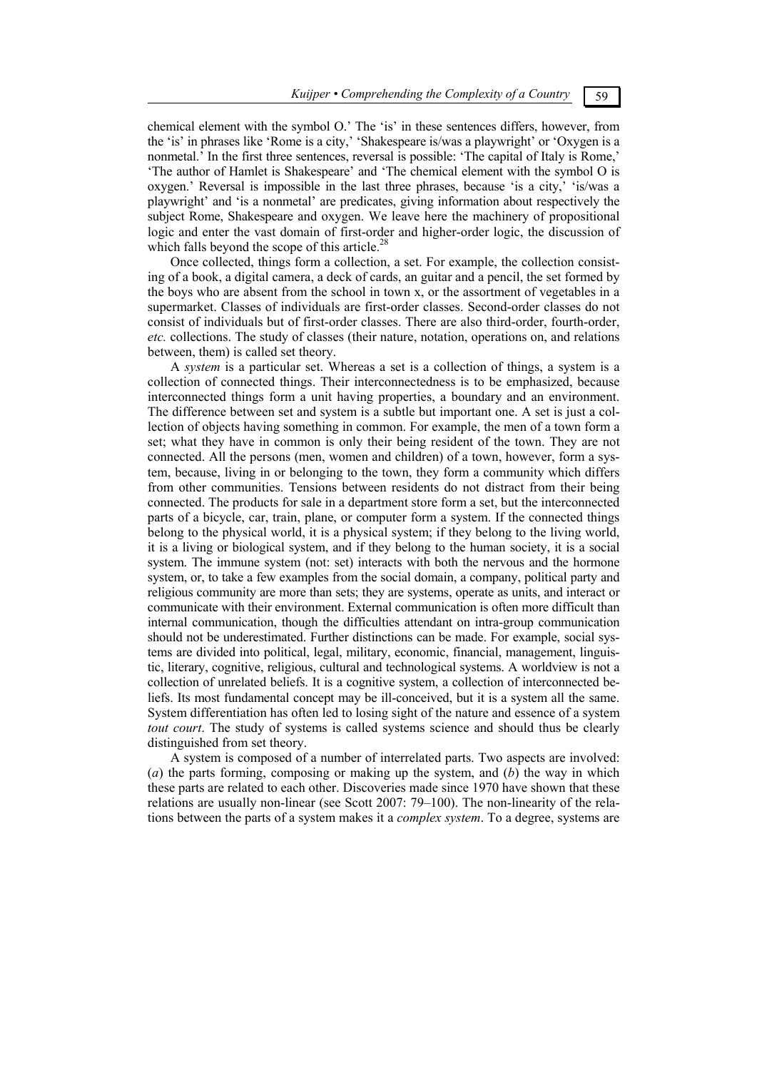chemical element with the symbol O.' The 'is' in these sentences differs, however, from the 'is' in phrases like 'Rome is a city,' 'Shakespeare is/was a playwright' or 'Oxygen is a nonmetal.' In the first three sentences, reversal is possible: 'The capital of Italy is Rome,' 'The author of Hamlet is Shakespeare' and 'The chemical element with the symbol O is oxygen.' Reversal is impossible in the last three phrases, because 'is a city,' 'is/was a playwright' and 'is a nonmetal' are predicates, giving information about respectively the subject Rome, Shakespeare and oxygen. We leave here the machinery of propositional logic and enter the vast domain of first-order and higher-order logic, the discussion of which falls beyond the scope of this article.[28]

Once collected, things form a collection, a set. For example, the collection consisting of a book, a digital camera, a deck of cards, an guitar and a pencil, the set formed by the boys who are absent from the school in town x, or the assortment of vegetables in a supermarket. Classes of individuals are first-order classes. Second-order classes do not consist of individuals but of first-order classes. There are also third-order, fourth-order, *etc.* collections. The study of classes (their nature, notation, operations on, and relations between, them) is called set theory.

A *system* is a particular set. Whereas a set is a collection of things, a system is a collection of connected things. Their interconnectedness is to be emphasized, because interconnected things form a unit having properties, a boundary and an environment. The difference between set and system is a subtle but important one. A set is just a collection of objects having something in common. For example, the men of a town form a set; what they have in common is only their being resident of the town. They are not connected. All the persons (men, women and children) of a town, however, form a system, because, living in or belonging to the town, they form a community which differs from other communities. Tensions between residents do not distract from their being connected. The products for sale in a department store form a set, but the interconnected parts of a bicycle, car, train, plane, or computer form a system. If the connected things belong to the physical world, it is a physical system; if they belong to the living world, it is a living or biological system, and if they belong to the human society, it is a social system. The immune system (not: set) interacts with both the nervous and the hormone system, or, to take a few examples from the social domain, a company, political party and religious community are more than sets; they are systems, operate as units, and interact or communicate with their environment. External communication is often more difficult than internal communication, though the difficulties attendant on intra-group communication should not be underestimated. Further distinctions can be made. For example, social systems are divided into political, legal, military, economic, financial, management, linguistic, literary, cognitive, religious, cultural and technological systems. A worldview is not a collection of unrelated beliefs. It is a cognitive system, a collection of interconnected beliefs. Its most fundamental concept may be ill-conceived, but it is a system all the same. System differentiation has often led to losing sight of the nature and essence of a system *tout court*. The study of systems is called systems science and should thus be clearly distinguished from set theory.

A system is composed of a number of interrelated parts. Two aspects are involved: (*a*) the parts forming, composing or making up the system, and (*b*) the way in which these parts are related to each other. Discoveries made since 1970 have shown that these relations are usually non-linear (see Scott 2007: 79–100). The non-linearity of the relations between the parts of a system makes it a *complex system*. To a degree, systems are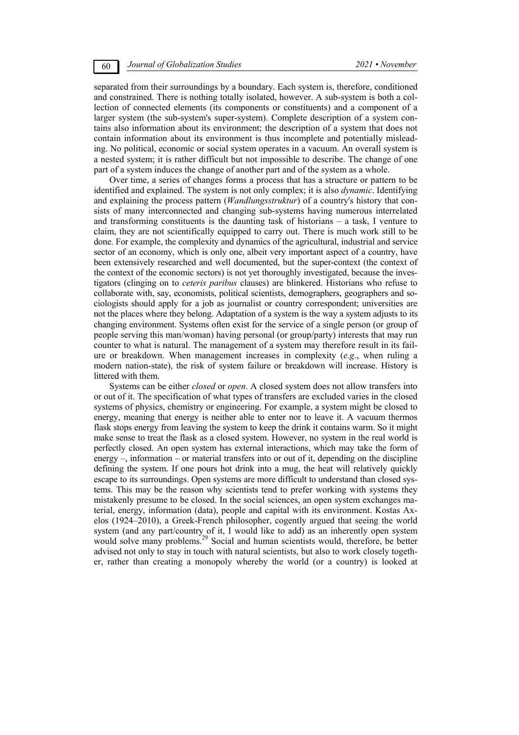separated from their surroundings by a boundary. Each system is, therefore, conditioned and constrained. There is nothing totally isolated, however. A sub-system is both a collection of connected elements (its components or constituents) and a component of a larger system (the sub-system's super-system). Complete description of a system contains also information about its environment; the description of a system that does not contain information about its environment is thus incomplete and potentially misleading. No political, economic or social system operates in a vacuum. An overall system is a nested system; it is rather difficult but not impossible to describe. The change of one part of a system induces the change of another part and of the system as a whole.

Over time, a series of changes forms a process that has a structure or pattern to be identified and explained. The system is not only complex; it is also *dynamic*. Identifying and explaining the process pattern (*Wandlungsstruktur*) of a country's history that consists of many interconnected and changing sub-systems having numerous interrelated and transforming constituents is the daunting task of historians – a task, I venture to claim, they are not scientifically equipped to carry out. There is much work still to be done. For example, the complexity and dynamics of the agricultural, industrial and service sector of an economy, which is only one, albeit very important aspect of a country, have been extensively researched and well documented, but the super-context (the context of the context of the economic sectors) is not yet thoroughly investigated, because the investigators (clinging on to *ceteris paribus* clauses) are blinkered. Historians who refuse to collaborate with, say, economists, political scientists, demographers, geographers and sociologists should apply for a job as journalist or country correspondent; universities are not the places where they belong. Adaptation of a system is the way a system adjusts to its changing environment. Systems often exist for the service of a single person (or group of people serving this man/woman) having personal (or group/party) interests that may run counter to what is natural. The management of a system may therefore result in its failure or breakdown. When management increases in complexity (*e.g*., when ruling a modern nation-state), the risk of system failure or breakdown will increase. History is littered with them.

Systems can be either *closed* or *open*. A closed system does not allow transfers into or out of it. The specification of what types of transfers are excluded varies in the closed systems of physics, chemistry or engineering. For example, a system might be closed to energy, meaning that energy is neither able to enter nor to leave it. A vacuum thermos flask stops energy from leaving the system to keep the drink it contains warm. So it might make sense to treat the flask as a closed system. However, no system in the real world is perfectly closed. An open system has external interactions, which may take the form of energy –, information – or material transfers into or out of it, depending on the discipline defining the system. If one pours hot drink into a mug, the heat will relatively quickly escape to its surroundings. Open systems are more difficult to understand than closed systems. This may be the reason why scientists tend to prefer working with systems they mistakenly presume to be closed. In the social sciences, an open system exchanges material, energy, information (data), people and capital with its environment. Kostas Axelos (1924–2010), a Greek-French philosopher, cogently argued that seeing the world system (and any part/country of it, I would like to add) as an inherently open system would solve many problems.[29] Social and human scientists would, therefore, be better advised not only to stay in touch with natural scientists, but also to work closely together, rather than creating a monopoly whereby the world (or a country) is looked at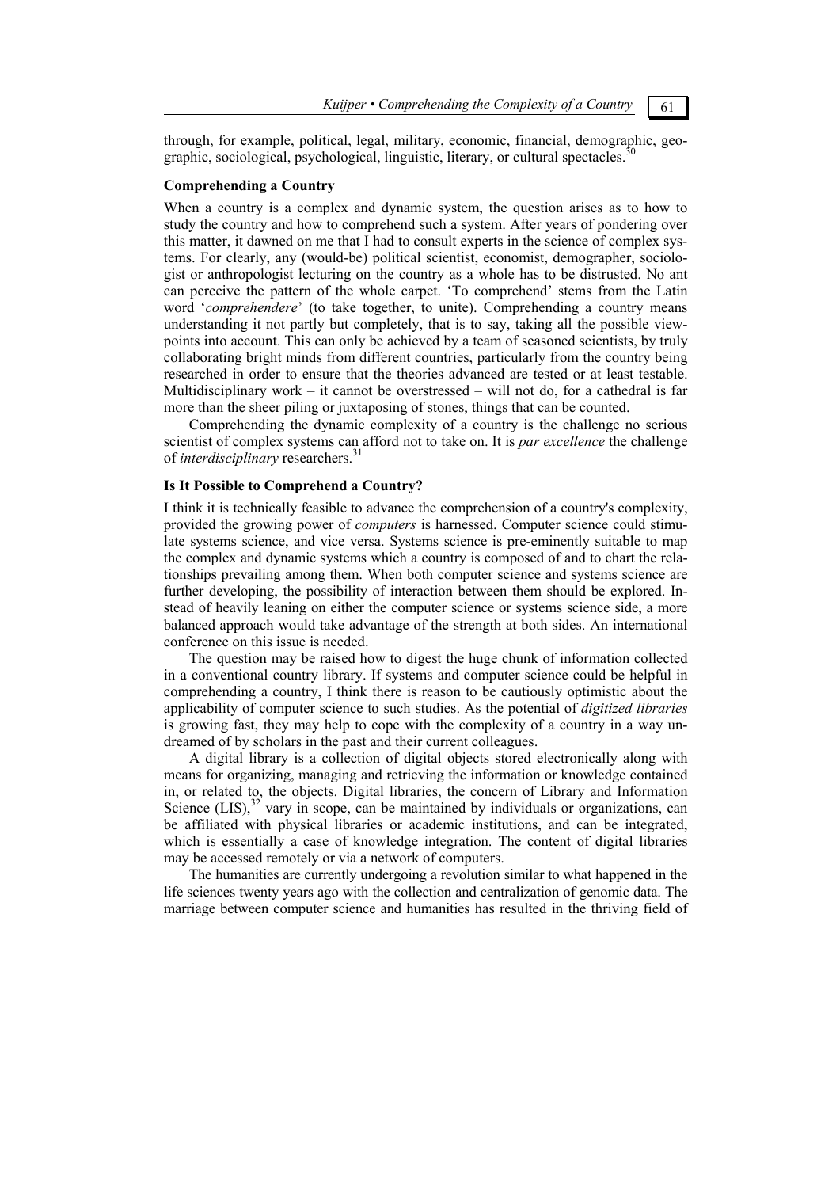through, for example, political, legal, military, economic, financial, demographic, geographic, sociological, psychological, linguistic, literary, or cultural spectacles.[30]

### Comprehending a Country

When a country is a complex and dynamic system, the question arises as to how to study the country and how to comprehend such a system. After years of pondering over this matter, it dawned on me that I had to consult experts in the science of complex systems. For clearly, any (would-be) political scientist, economist, demographer, sociologist or anthropologist lecturing on the country as a whole has to be distrusted. No ant can perceive the pattern of the whole carpet. 'To comprehend' stems from the Latin word '*comprehendere*' (to take together, to unite). Comprehending a country means understanding it not partly but completely, that is to say, taking all the possible viewpoints into account. This can only be achieved by a team of seasoned scientists, by truly collaborating bright minds from different countries, particularly from the country being researched in order to ensure that the theories advanced are tested or at least testable. Multidisciplinary work – it cannot be overstressed – will not do, for a cathedral is far more than the sheer piling or juxtaposing of stones, things that can be counted.

Comprehending the dynamic complexity of a country is the challenge no serious scientist of complex systems can afford not to take on. It is *par excellence* the challenge of *interdisciplinary* researchers.[31]

### Is It Possible to Comprehend a Country?

I think it is technically feasible to advance the comprehension of a country's complexity, provided the growing power of *computers* is harnessed. Computer science could stimulate systems science, and vice versa. Systems science is pre-eminently suitable to map the complex and dynamic systems which a country is composed of and to chart the relationships prevailing among them. When both computer science and systems science are further developing, the possibility of interaction between them should be explored. Instead of heavily leaning on either the computer science or systems science side, a more balanced approach would take advantage of the strength at both sides. An international conference on this issue is needed.

The question may be raised how to digest the huge chunk of information collected in a conventional country library. If systems and computer science could be helpful in comprehending a country, I think there is reason to be cautiously optimistic about the applicability of computer science to such studies. As the potential of *digitized libraries* is growing fast, they may help to cope with the complexity of a country in a way undreamed of by scholars in the past and their current colleagues.

A digital library is a collection of digital objects stored electronically along with means for organizing, managing and retrieving the information or knowledge contained in, or related to, the objects. Digital libraries, the concern of Library and Information Science (LIS),[32] vary in scope, can be maintained by individuals or organizations, can be affiliated with physical libraries or academic institutions, and can be integrated, which is essentially a case of knowledge integration. The content of digital libraries may be accessed remotely or via a network of computers.

The humanities are currently undergoing a revolution similar to what happened in the life sciences twenty years ago with the collection and centralization of genomic data. The marriage between computer science and humanities has resulted in the thriving field of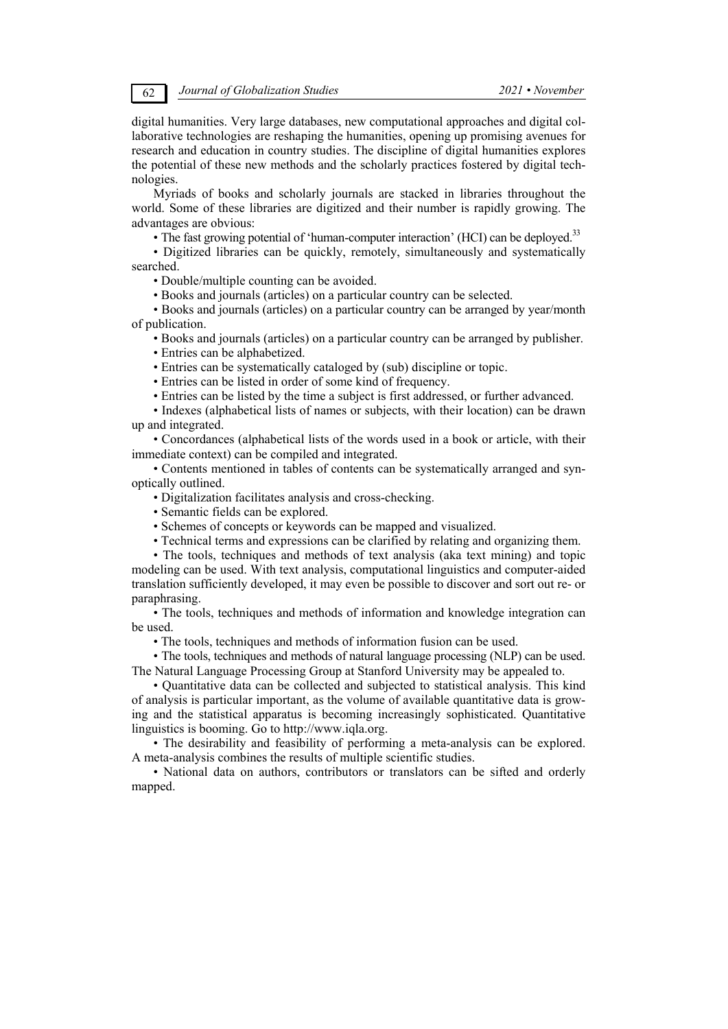digital humanities. Very large databases, new computational approaches and digital collaborative technologies are reshaping the humanities, opening up promising avenues for research and education in country studies. The discipline of digital humanities explores the potential of these new methods and the scholarly practices fostered by digital technologies.

Myriads of books and scholarly journals are stacked in libraries throughout the world. Some of these libraries are digitized and their number is rapidly growing. The advantages are obvious:

- The fast growing potential of 'human-computer interaction' (HCI) can be deployed.[33]
- Digitized libraries can be quickly, remotely, simultaneously and systematically searched.
- Double/multiple counting can be avoided.
- Books and journals (articles) on a particular country can be selected.
- Books and journals (articles) on a particular country can be arranged by year/month of publication.
- Books and journals (articles) on a particular country can be arranged by publisher.
- Entries can be alphabetized.
- Entries can be systematically cataloged by (sub) discipline or topic.
- Entries can be listed in order of some kind of frequency.
- Entries can be listed by the time a subject is first addressed, or further advanced.
- Indexes (alphabetical lists of names or subjects, with their location) can be drawn up and integrated.
- Concordances (alphabetical lists of the words used in a book or article, with their immediate context) can be compiled and integrated.
- Contents mentioned in tables of contents can be systematically arranged and synoptically outlined.
- Digitalization facilitates analysis and cross-checking.
- Semantic fields can be explored.
- Schemes of concepts or keywords can be mapped and visualized.
- Technical terms and expressions can be clarified by relating and organizing them.
- The tools, techniques and methods of text analysis (aka text mining) and topic modeling can be used. With text analysis, computational linguistics and computer-aided translation sufficiently developed, it may even be possible to discover and sort out re- or paraphrasing.
- The tools, techniques and methods of information and knowledge integration can be used.
- The tools, techniques and methods of information fusion can be used.
- The tools, techniques and methods of natural language processing (NLP) can be used. The Natural Language Processing Group at Stanford University may be appealed to.
- Quantitative data can be collected and subjected to statistical analysis. This kind of analysis is particular important, as the volume of available quantitative data is growing and the statistical apparatus is becoming increasingly sophisticated. Quantitative linguistics is booming. Go to http://www.iqla.org.
- The desirability and feasibility of performing a meta-analysis can be explored. A meta-analysis combines the results of multiple scientific studies.
- National data on authors, contributors or translators can be sifted and orderly mapped.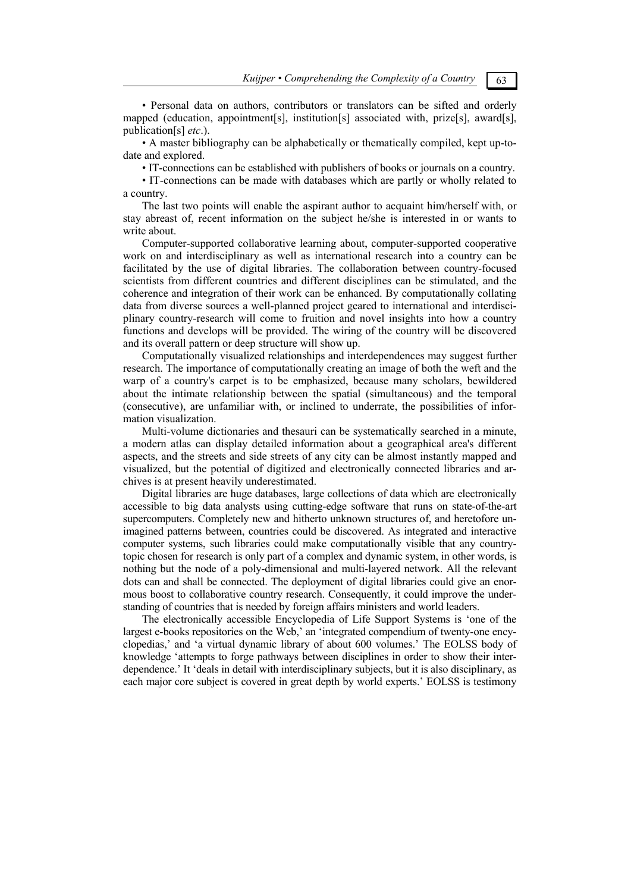• Personal data on authors, contributors or translators can be sifted and orderly mapped (education, appointment[s], institution[s] associated with, prize[s], award[s], publication[s] *etc*.).

• A master bibliography can be alphabetically or thematically compiled, kept up-to-date and explored.

• IT-connections can be established with publishers of books or journals on a country.

• IT-connections can be made with databases which are partly or wholly related to a country.

The last two points will enable the aspirant author to acquaint him/herself with, or stay abreast of, recent information on the subject he/she is interested in or wants to write about.

Computer-supported collaborative learning about, computer-supported cooperative work on and interdisciplinary as well as international research into a country can be facilitated by the use of digital libraries. The collaboration between country-focused scientists from different countries and different disciplines can be stimulated, and the coherence and integration of their work can be enhanced. By computationally collating data from diverse sources a well-planned project geared to international and interdisciplinary country-research will come to fruition and novel insights into how a country functions and develops will be provided. The wiring of the country will be discovered and its overall pattern or deep structure will show up.

Computationally visualized relationships and interdependences may suggest further research. The importance of computationally creating an image of both the weft and the warp of a country's carpet is to be emphasized, because many scholars, bewildered about the intimate relationship between the spatial (simultaneous) and the temporal (consecutive), are unfamiliar with, or inclined to underrate, the possibilities of information visualization.

Multi-volume dictionaries and thesauri can be systematically searched in a minute, a modern atlas can display detailed information about a geographical area's different aspects, and the streets and side streets of any city can be almost instantly mapped and visualized, but the potential of digitized and electronically connected libraries and archives is at present heavily underestimated.

Digital libraries are huge databases, large collections of data which are electronically accessible to big data analysts using cutting-edge software that runs on state-of-the-art supercomputers. Completely new and hitherto unknown structures of, and heretofore unimagined patterns between, countries could be discovered. As integrated and interactive computer systems, such libraries could make computationally visible that any country-topic chosen for research is only part of a complex and dynamic system, in other words, is nothing but the node of a poly-dimensional and multi-layered network. All the relevant dots can and shall be connected. The deployment of digital libraries could give an enormous boost to collaborative country research. Consequently, it could improve the understanding of countries that is needed by foreign affairs ministers and world leaders.

The electronically accessible Encyclopedia of Life Support Systems is 'one of the largest e-books repositories on the Web,' an 'integrated compendium of twenty-one encyclopedias,' and 'a virtual dynamic library of about 600 volumes.' The EOLSS body of knowledge 'attempts to forge pathways between disciplines in order to show their interdependence.' It 'deals in detail with interdisciplinary subjects, but it is also disciplinary, as each major core subject is covered in great depth by world experts.' EOLSS is testimony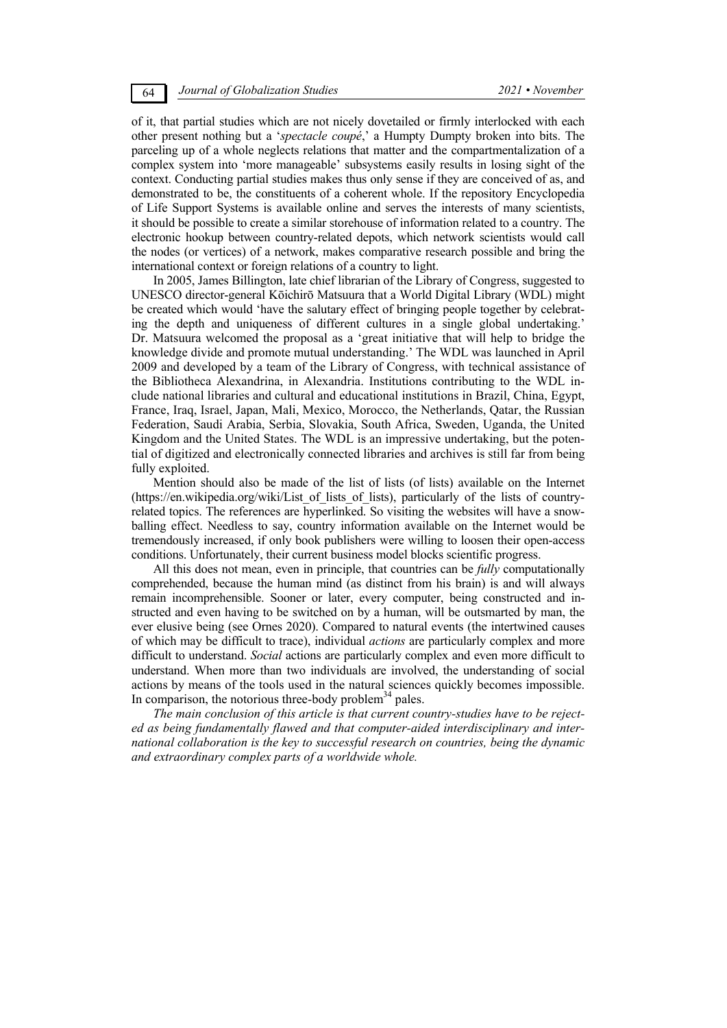of it, that partial studies which are not nicely dovetailed or firmly interlocked with each other present nothing but a '*spectacle coupé*,' a Humpty Dumpty broken into bits. The parceling up of a whole neglects relations that matter and the compartmentalization of a complex system into 'more manageable' subsystems easily results in losing sight of the context. Conducting partial studies makes thus only sense if they are conceived of as, and demonstrated to be, the constituents of a coherent whole. If the repository Encyclopedia of Life Support Systems is available online and serves the interests of many scientists, it should be possible to create a similar storehouse of information related to a country. The electronic hookup between country-related depots, which network scientists would call the nodes (or vertices) of a network, makes comparative research possible and bring the international context or foreign relations of a country to light.

In 2005, James Billington, late chief librarian of the Library of Congress, suggested to UNESCO director-general Kōichirō Matsuura that a World Digital Library (WDL) might be created which would 'have the salutary effect of bringing people together by celebrating the depth and uniqueness of different cultures in a single global undertaking.' Dr. Matsuura welcomed the proposal as a 'great initiative that will help to bridge the knowledge divide and promote mutual understanding.' The WDL was launched in April 2009 and developed by a team of the Library of Congress, with technical assistance of the Bibliotheca Alexandrina, in Alexandria. Institutions contributing to the WDL include national libraries and cultural and educational institutions in Brazil, China, Egypt, France, Iraq, Israel, Japan, Mali, Mexico, Morocco, the Netherlands, Qatar, the Russian Federation, Saudi Arabia, Serbia, Slovakia, South Africa, Sweden, Uganda, the United Kingdom and the United States. The WDL is an impressive undertaking, but the potential of digitized and electronically connected libraries and archives is still far from being fully exploited.

Mention should also be made of the list of lists (of lists) available on the Internet (https://en.wikipedia.org/wiki/List_of_lists_of_lists), particularly of the lists of country-related topics. The references are hyperlinked. So visiting the websites will have a snowballing effect. Needless to say, country information available on the Internet would be tremendously increased, if only book publishers were willing to loosen their open-access conditions. Unfortunately, their current business model blocks scientific progress.

All this does not mean, even in principle, that countries can be *fully* computationally comprehended, because the human mind (as distinct from his brain) is and will always remain incomprehensible. Sooner or later, every computer, being constructed and instructed and even having to be switched on by a human, will be outsmarted by man, the ever elusive being (see Ornes 2020). Compared to natural events (the intertwined causes of which may be difficult to trace), individual *actions* are particularly complex and more difficult to understand. *Social* actions are particularly complex and even more difficult to understand. When more than two individuals are involved, the understanding of social actions by means of the tools used in the natural sciences quickly becomes impossible. In comparison, the notorious three-body problem[34] pales.

*The main conclusion of this article is that current country-studies have to be rejected as being fundamentally flawed and that computer-aided interdisciplinary and international collaboration is the key to successful research on countries, being the dynamic and extraordinary complex parts of a worldwide whole.*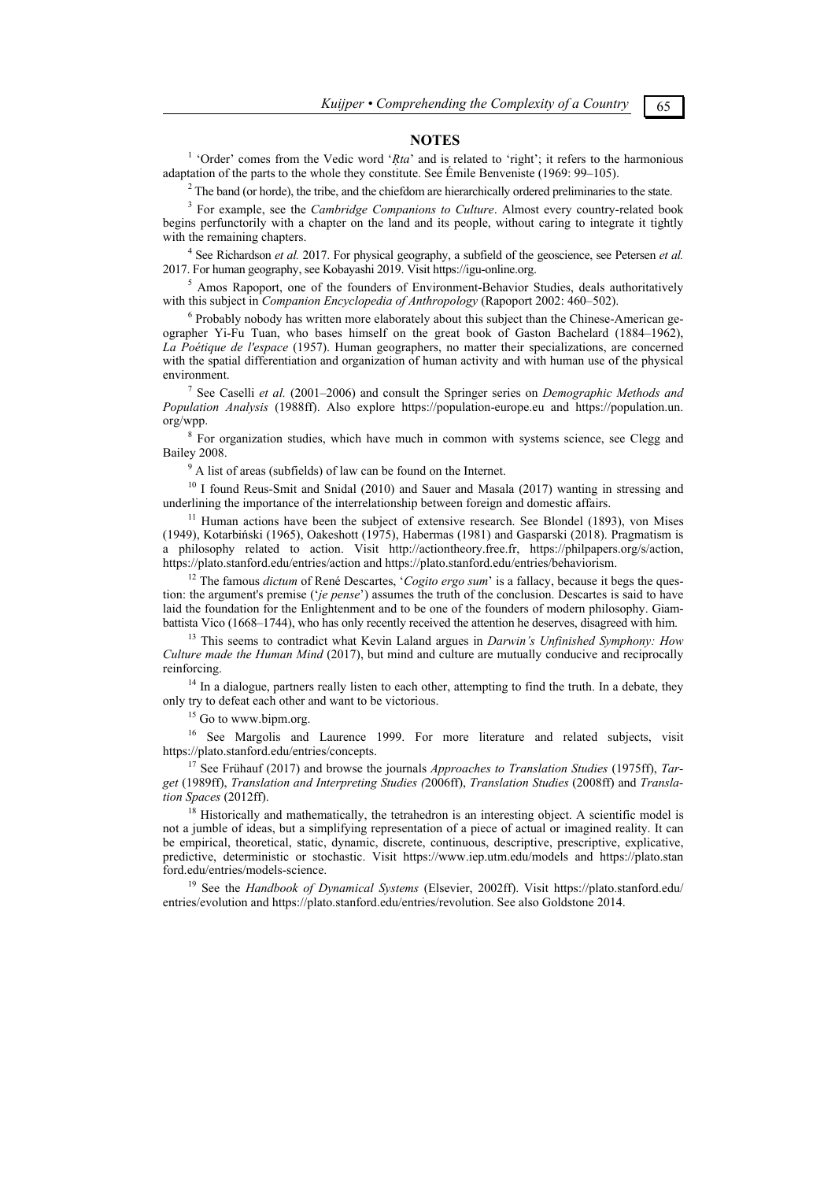## NOTES

[1] 'Order' comes from the Vedic word '*Ṛta*' and is related to 'right'; it refers to the harmonious adaptation of the parts to the whole they constitute. See Émile Benveniste (1969: 99–105).

[2] The band (or horde), the tribe, and the chiefdom are hierarchically ordered preliminaries to the state.

[3] For example, see the *Cambridge Companions to Culture*. Almost every country-related book begins perfunctorily with a chapter on the land and its people, without caring to integrate it tightly with the remaining chapters.

[4] See Richardson *et al.* 2017. For physical geography, a subfield of the geoscience, see Petersen *et al.* 2017. For human geography, see Kobayashi 2019. Visit https://igu-online.org.

[5] Amos Rapoport, one of the founders of Environment-Behavior Studies, deals authoritatively with this subject in *Companion Encyclopedia of Anthropology* (Rapoport 2002: 460–502).

[6] Probably nobody has written more elaborately about this subject than the Chinese-American geographer Yi-Fu Tuan, who bases himself on the great book of Gaston Bachelard (1884–1962), *La Poétique de l'espace* (1957). Human geographers, no matter their specializations, are concerned with the spatial differentiation and organization of human activity and with human use of the physical environment.

[7] See Caselli *et al.* (2001–2006) and consult the Springer series on *Demographic Methods and Population Analysis* (1988ff). Also explore https://population-europe.eu and https://population.un.org/wpp.

[8] For organization studies, which have much in common with systems science, see Clegg and Bailey 2008.

[9] A list of areas (subfields) of law can be found on the Internet.

[10] I found Reus-Smit and Snidal (2010) and Sauer and Masala (2017) wanting in stressing and underlining the importance of the interrelationship between foreign and domestic affairs.

[11] Human actions have been the subject of extensive research. See Blondel (1893), von Mises (1949), Kotarbiński (1965), Oakeshott (1975), Habermas (1981) and Gasparski (2018). Pragmatism is a philosophy related to action. Visit http://actiontheory.free.fr, https://philpapers.org/s/action, https://plato.stanford.edu/entries/action and https://plato.stanford.edu/entries/behaviorism.

[12] The famous *dictum* of René Descartes, '*Cogito ergo sum*' is a fallacy, because it begs the question: the argument's premise ('*je pense*') assumes the truth of the conclusion. Descartes is said to have laid the foundation for the Enlightenment and to be one of the founders of modern philosophy. Giambattista Vico (1668–1744), who has only recently received the attention he deserves, disagreed with him.

[13] This seems to contradict what Kevin Laland argues in *Darwin's Unfinished Symphony: How Culture made the Human Mind* (2017), but mind and culture are mutually conducive and reciprocally reinforcing.

[14] In a dialogue, partners really listen to each other, attempting to find the truth. In a debate, they only try to defeat each other and want to be victorious.

[15] Go to www.bipm.org.

[16] See Margolis and Laurence 1999. For more literature and related subjects, visit https://plato.stanford.edu/entries/concepts.

[17] See Frühauf (2017) and browse the journals *Approaches to Translation Studies* (1975ff), *Target* (1989ff), *Translation and Interpreting Studies (*2006ff), *Translation Studies* (2008ff) and *Translation Spaces* (2012ff).

[18] Historically and mathematically, the tetrahedron is an interesting object. A scientific model is not a jumble of ideas, but a simplifying representation of a piece of actual or imagined reality. It can be empirical, theoretical, static, dynamic, discrete, continuous, descriptive, prescriptive, explicative, predictive, deterministic or stochastic. Visit https://www.iep.utm.edu/models and https://plato.stanford.edu/entries/models-science.

[19] See the *Handbook of Dynamical Systems* (Elsevier, 2002ff). Visit https://plato.stanford.edu/entries/evolution and https://plato.stanford.edu/entries/revolution. See also Goldstone 2014.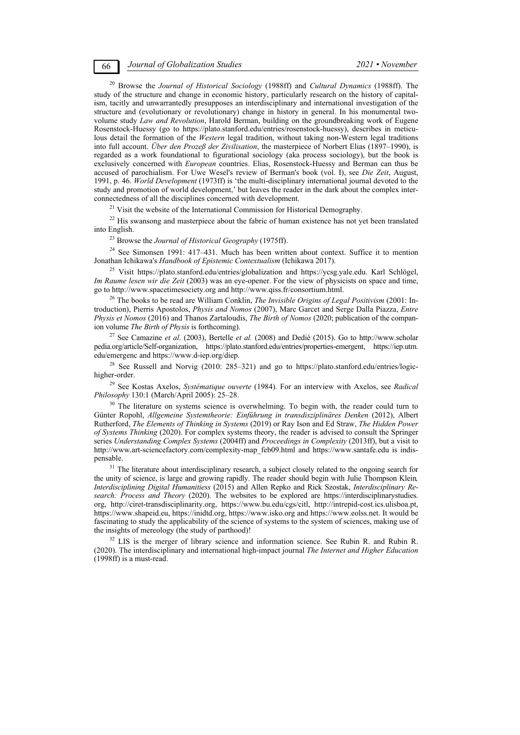[20] Browse the *Journal of Historical Sociology* (1988ff) and *Cultural Dynamics* (1988ff). The study of the structure and change in economic history, particularly research on the history of capitalism, tacitly and unwarrantedly presupposes an interdisciplinary and international investigation of the structure and (evolutionary or revolutionary) change in history in general. In his monumental two-volume study *Law and Revolution*, Harold Berman, building on the groundbreaking work of Eugene Rosenstock-Huessy (go to https://plato.stanford.edu/entries/rosenstock-huessy), describes in meticulous detail the formation of the *Western* legal tradition, without taking non-Western legal traditions into full account. *Über den Prozeß der Zivilisation*, the masterpiece of Norbert Elias (1897–1990), is regarded as a work foundational to figurational sociology (aka process sociology), but the book is exclusively concerned with *European* countries. Elias, Rosenstock-Huessy and Berman can thus be accused of parochialism. For Uwe Wesel's review of Berman's book (vol. I), see *Die Zeit*, August, 1991, p. 46. *World Development* (1973ff) is 'the multi-disciplinary international journal devoted to the study and promotion of world development,' but leaves the reader in the dark about the complex interconnectedness of all the disciplines concerned with development.

[21] Visit the website of the International Commission for Historical Demography.

[22] His swansong and masterpiece about the fabric of human existence has not yet been translated into English.

[23] Browse the *Journal of Historical Geography* (1975ff).

[24] See Simonsen 1991: 417–431. Much has been written about context. Suffice it to mention Jonathan Ichikawa's *Handbook of Epistemic Contextualism* (Ichikawa 2017).

[25] Visit https://plato.stanford.edu/entries/globalization and https://ycsg.yale.edu. Karl Schlögel, *Im Raume lesen wir die Zeit* (2003) was an eye-opener. For the view of physicists on space and time, go to http://www.spacetimesociety.org and http://www.qiss.fr/consortium.html.

[26] The books to be read are William Conklin, *The Invisible Origins of Legal Positivism* (2001: Introduction), Pierris Apostolos, *Physis and Nomos* (2007), Marc Garcet and Serge Dalla Piazza, *Entre Physis et Nomos* (2016) and Thanos Zartaloudis, *The Birth of Nomos* (2020; publication of the companion volume *The Birth of Physis* is forthcoming).

[27] See Camazine *et al*. (2003), Bertelle *et al.* (2008) and Dedié (2015). Go to http://www.scholarpedia.org/article/Self-organization, https://plato.stanford.edu/entries/properties-emergent, https://iep.utm.edu/emergenc and https://www.d-iep.org/diep.

[28] See Russell and Norvig (2010: 285–321) and go to https://plato.stanford.edu/entries/logic-higher-order.

[29] See Kostas Axelos, *Systématique ouverte* (1984). For an interview with Axelos, see *Radical Philosophy* 130:1 (March/April 2005): 25–28.

[30] The literature on systems science is overwhelming. To begin with, the reader could turn to Günter Ropohl, *Allgemeine Systemtheorie: Einführung in transdisziplinäres Denken* (2012), Albert Rutherford, *The Elements of Thinking in Systems* (2019) or Ray Ison and Ed Straw, *The Hidden Power of Systems Thinking* (2020). For complex systems theory, the reader is advised to consult the Springer series *Understanding Complex Systems* (2004ff) and *Proceedings in Complexity* (2013ff), but a visit to http://www.art-sciencefactory.com/complexity-map_feb09.html and https://www.santafe.edu is indispensable.

[31] The literature about interdisciplinary research, a subject closely related to the ongoing search for the unity of science, is large and growing rapidly. The reader should begin with Julie Thompson Klein*, Interdisciplining Digital Humanitiess* (2015) and Allen Repko and Rick Szostak, *Interdisciplinary Research: Process and Theory* (2020). The websites to be explored are https://interdisciplinarystudies.org, http://ciret-transdisciplinarity.org, https://www.bu.edu/cgs/citl, http://intrepid-cost.ics.ulisboa.pt, https://www.shapeid.eu, https://inidtd.org, https://www.isko.org and https://www.eolss.net. It would be fascinating to study the applicability of the science of systems to the system of sciences, making use of the insights of mereology (the study of parthood)!

[32] LIS is the merger of library science and information science. See Rubin R. and Rubin R. (2020). The interdisciplinary and international high-impact journal *The Internet and Higher Education* (1998ff) is a must-read.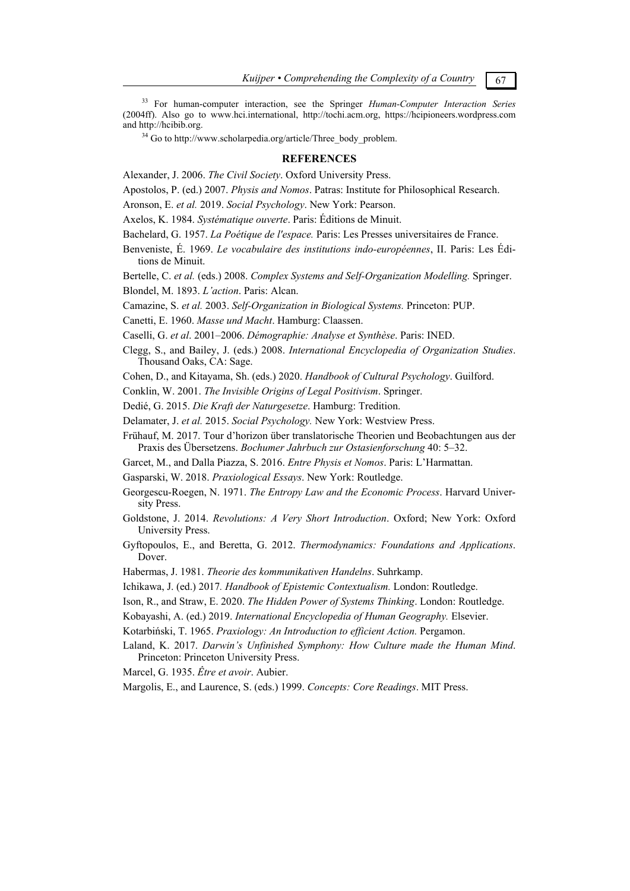[33] For human-computer interaction, see the Springer *Human-Computer Interaction Series* (2004ff). Also go to www.hci.international, http://tochi.acm.org, https://hcipioneers.wordpress.com and http://hcibib.org.

[34] Go to http://www.scholarpedia.org/article/Three_body_problem.

## REFERENCES

Alexander, J. 2006. *The Civil Society*. Oxford University Press.

Apostolos, P. (ed.) 2007. *Physis and Nomos*. Patras: Institute for Philosophical Research.

Aronson, E. *et al.* 2019. *Social Psychology*. New York: Pearson.

Axelos, K. 1984. *Systématique ouverte*. Paris: Éditions de Minuit.

Bachelard, G. 1957. *La Poétique de l'espace.* Paris: Les Presses universitaires de France.

Benveniste, É. 1969. *Le vocabulaire des institutions indo-européennes*, II. Paris: Les Éditions de Minuit.

Bertelle, C. *et al.* (eds.) 2008. *Complex Systems and Self-Organization Modelling.* Springer.

Blondel, M. 1893. *L'action*. Paris: Alcan.

Camazine, S. *et al.* 2003. *Self-Organization in Biological Systems.* Princeton: PUP.

Canetti, E. 1960. *Masse und Macht*. Hamburg: Claassen.

Caselli, G. *et al*. 2001–2006. *Démographie: Analyse et Synthèse*. Paris: INED.

Clegg, S., and Bailey, J. (eds.) 2008. *International Encyclopedia of Organization Studies*. Thousand Oaks, CA: Sage.

Cohen, D., and Kitayama, Sh. (eds.) 2020. *Handbook of Cultural Psychology*. Guilford.

Conklin, W. 2001. *The Invisible Origins of Legal Positivism*. Springer.

Dedié, G. 2015. *Die Kraft der Naturgesetze*. Hamburg: Tredition.

Delamater, J. *et al.* 2015. *Social Psychology.* New York: Westview Press.

Frühauf, M. 2017. Tour d'horizon über translatorische Theorien und Beobachtungen aus der Praxis des Übersetzens. *Bochumer Jahrbuch zur Ostasienforschung* 40: 5–32.

Garcet, M., and Dalla Piazza, S. 2016. *Entre Physis et Nomos*. Paris: L'Harmattan.

Gasparski, W. 2018. *Praxiological Essays*. New York: Routledge.

Georgescu-Roegen, N. 1971. *The Entropy Law and the Economic Process*. Harvard University Press.

Goldstone, J. 2014. *Revolutions: A Very Short Introduction*. Oxford; New York: Oxford University Press.

Gyftopoulos, E., and Beretta, G. 2012. *Thermodynamics: Foundations and Applications*. Dover.

Habermas, J. 1981. *Theorie des kommunikativen Handelns*. Suhrkamp.

Ichikawa, J. (ed.) 2017*. Handbook of Epistemic Contextualism.* London: Routledge.

Ison, R., and Straw, E. 2020. *The Hidden Power of Systems Thinking*. London: Routledge.

Kobayashi, A. (ed.) 2019. *International Encyclopedia of Human Geography.* Elsevier.

Kotarbiński, T. 1965. *Praxiology: An Introduction to efficient Action.* Pergamon.

Laland, K. 2017. *Darwin's Unfinished Symphony: How Culture made the Human Mind*. Princeton: Princeton University Press.

Marcel, G. 1935. *Être et avoir*. Aubier.

Margolis, E., and Laurence, S. (eds.) 1999. *Concepts: Core Readings*. MIT Press.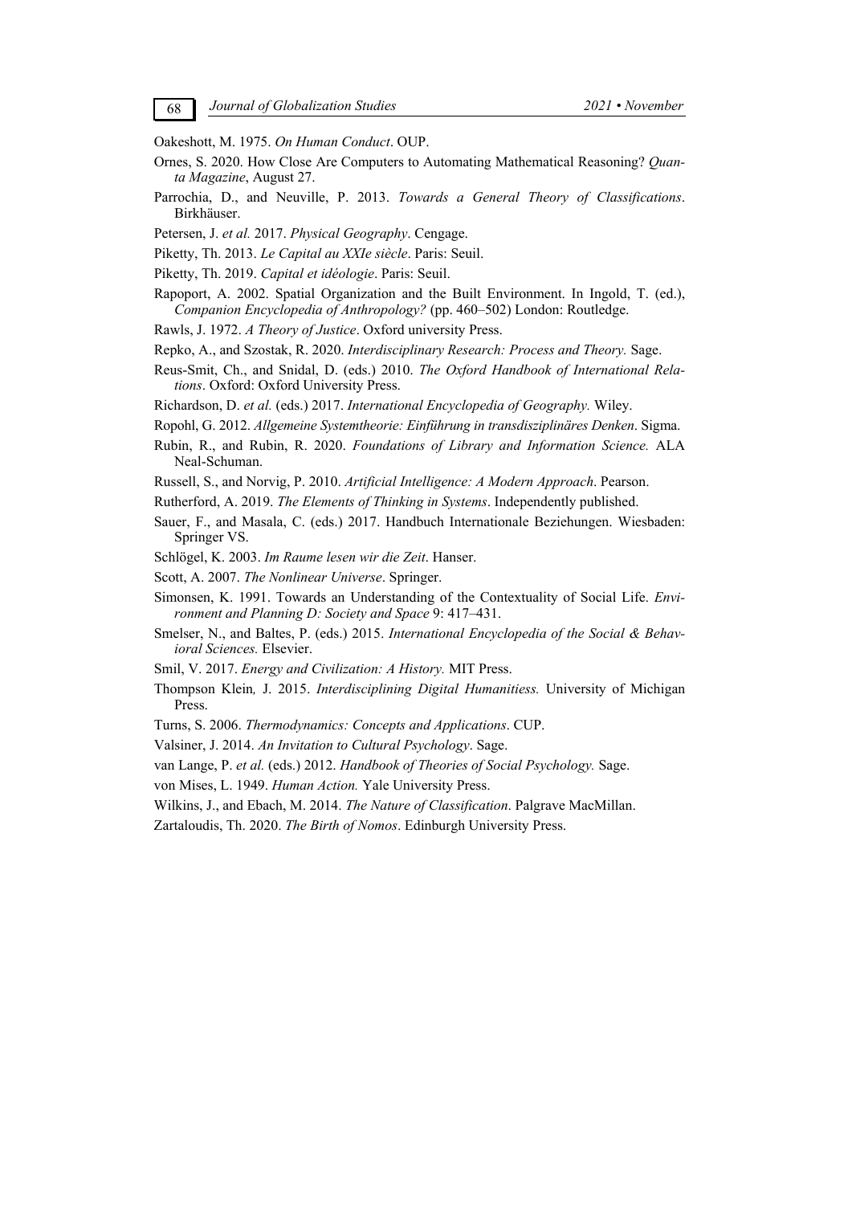Oakeshott, M. 1975. *On Human Conduct*. OUP.

Ornes, S. 2020. How Close Are Computers to Automating Mathematical Reasoning? *Quanta Magazine*, August 27.

Parrochia, D., and Neuville, P. 2013. *Towards a General Theory of Classifications*. Birkhäuser.

Petersen, J. *et al.* 2017. *Physical Geography*. Cengage.

Piketty, Th. 2013. *Le Capital au XXIe siècle*. Paris: Seuil.

Piketty, Th. 2019. *Capital et idéologie*. Paris: Seuil.

Rapoport, A. 2002. Spatial Organization and the Built Environment. In Ingold, T. (ed.), *Companion Encyclopedia of Anthropology?* (pp. 460–502) London: Routledge.

Rawls, J. 1972. *A Theory of Justice*. Oxford university Press.

Repko, A., and Szostak, R. 2020. *Interdisciplinary Research: Process and Theory.* Sage.

Reus-Smit, Ch., and Snidal, D. (eds.) 2010. *The Oxford Handbook of International Relations*. Oxford: Oxford University Press.

Richardson, D. *et al.* (eds.) 2017. *International Encyclopedia of Geography.* Wiley.

Ropohl, G. 2012. *Allgemeine Systemtheorie: Einführung in transdisziplinäres Denken*. Sigma.

Rubin, R., and Rubin, R. 2020. *Foundations of Library and Information Science.* ALA Neal-Schuman.

Russell, S., and Norvig, P. 2010. *Artificial Intelligence: A Modern Approach*. Pearson.

Rutherford, A. 2019. *The Elements of Thinking in Systems*. Independently published.

Sauer, F., and Masala, C. (eds.) 2017. Handbuch Internationale Beziehungen. Wiesbaden: Springer VS.

Schlögel, K. 2003. *Im Raume lesen wir die Zeit*. Hanser.

Scott, A. 2007. *The Nonlinear Universe*. Springer.

Simonsen, K. 1991. Towards an Understanding of the Contextuality of Social Life. *Environment and Planning D: Society and Space* 9: 417–431.

Smelser, N., and Baltes, P. (eds.) 2015. *International Encyclopedia of the Social & Behavioral Sciences.* Elsevier.

Smil, V. 2017. *Energy and Civilization: A History.* MIT Press.

Thompson Klein*,* J. 2015. *Interdisciplining Digital Humanitiess.* University of Michigan Press.

Turns, S. 2006. *Thermodynamics: Concepts and Applications*. CUP.

Valsiner, J. 2014. *An Invitation to Cultural Psychology*. Sage.

van Lange, P. *et al.* (eds.) 2012. *Handbook of Theories of Social Psychology.* Sage.

von Mises, L. 1949. *Human Action.* Yale University Press.

Wilkins, J., and Ebach, M. 2014. *The Nature of Classification*. Palgrave MacMillan.

Zartaloudis, Th. 2020. *The Birth of Nomos*. Edinburgh University Press.